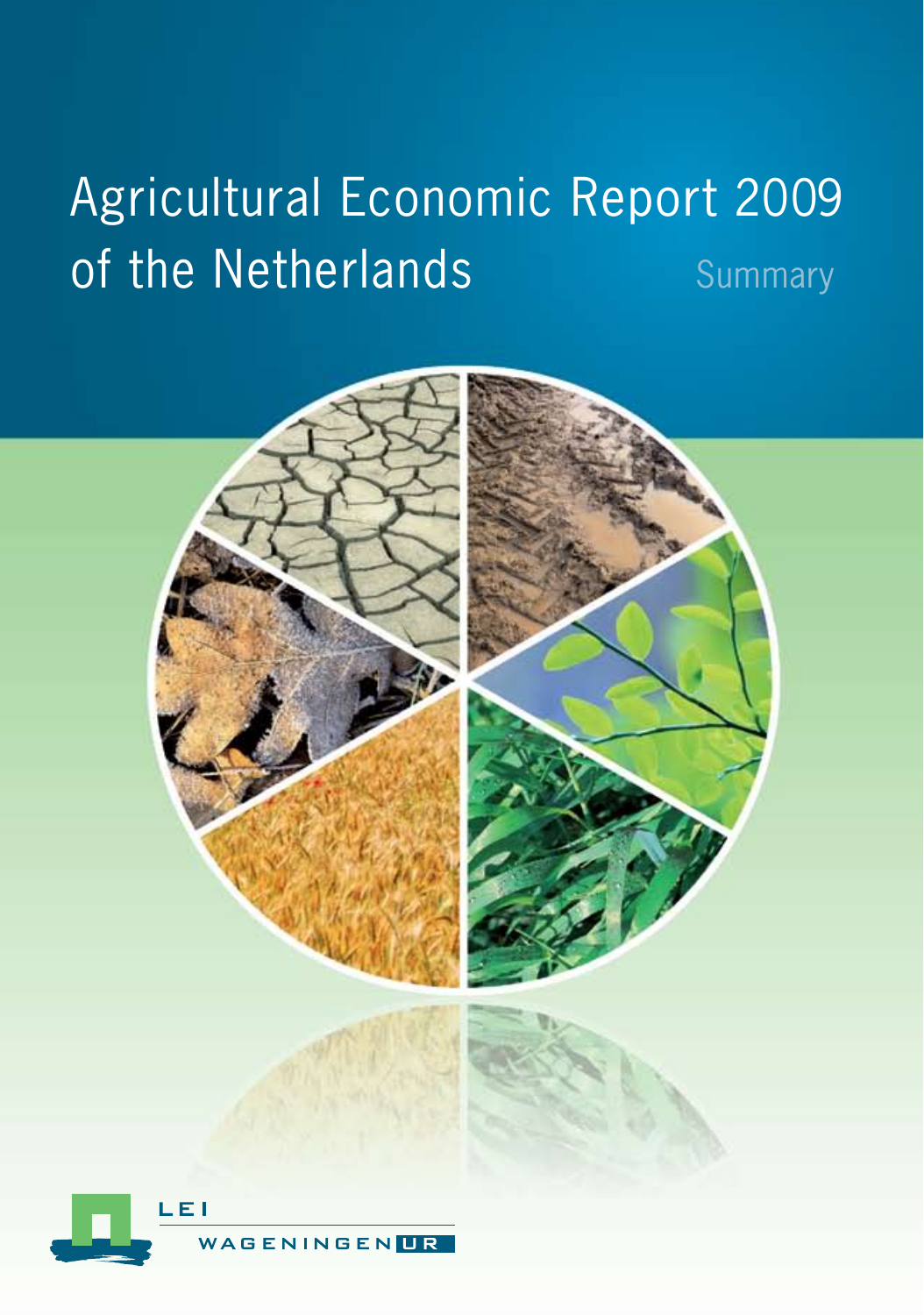# Agricultural Economic Report 2009 of the Netherlands

Summary

LEI

WAGENINGEN UR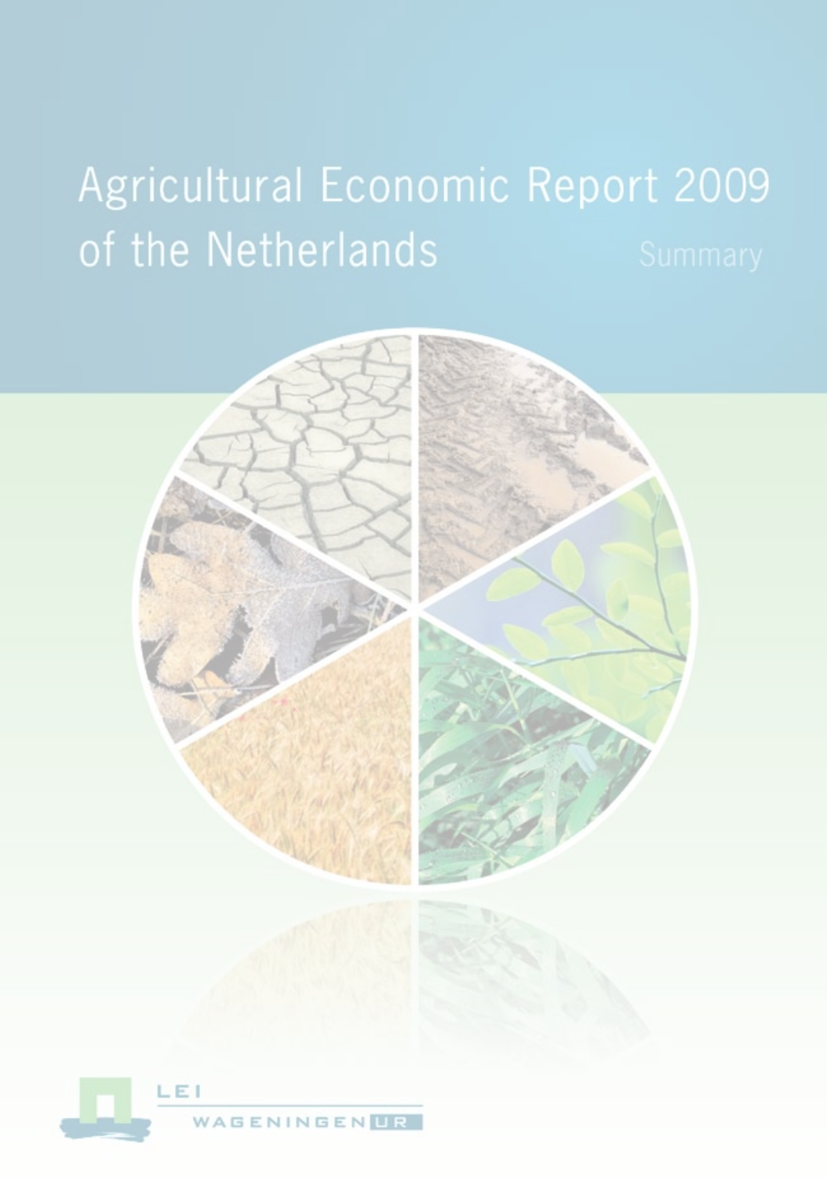# Agricultural Economic Report 2009 of the Netherlands

Summary

LEI

WAGENINGEN UR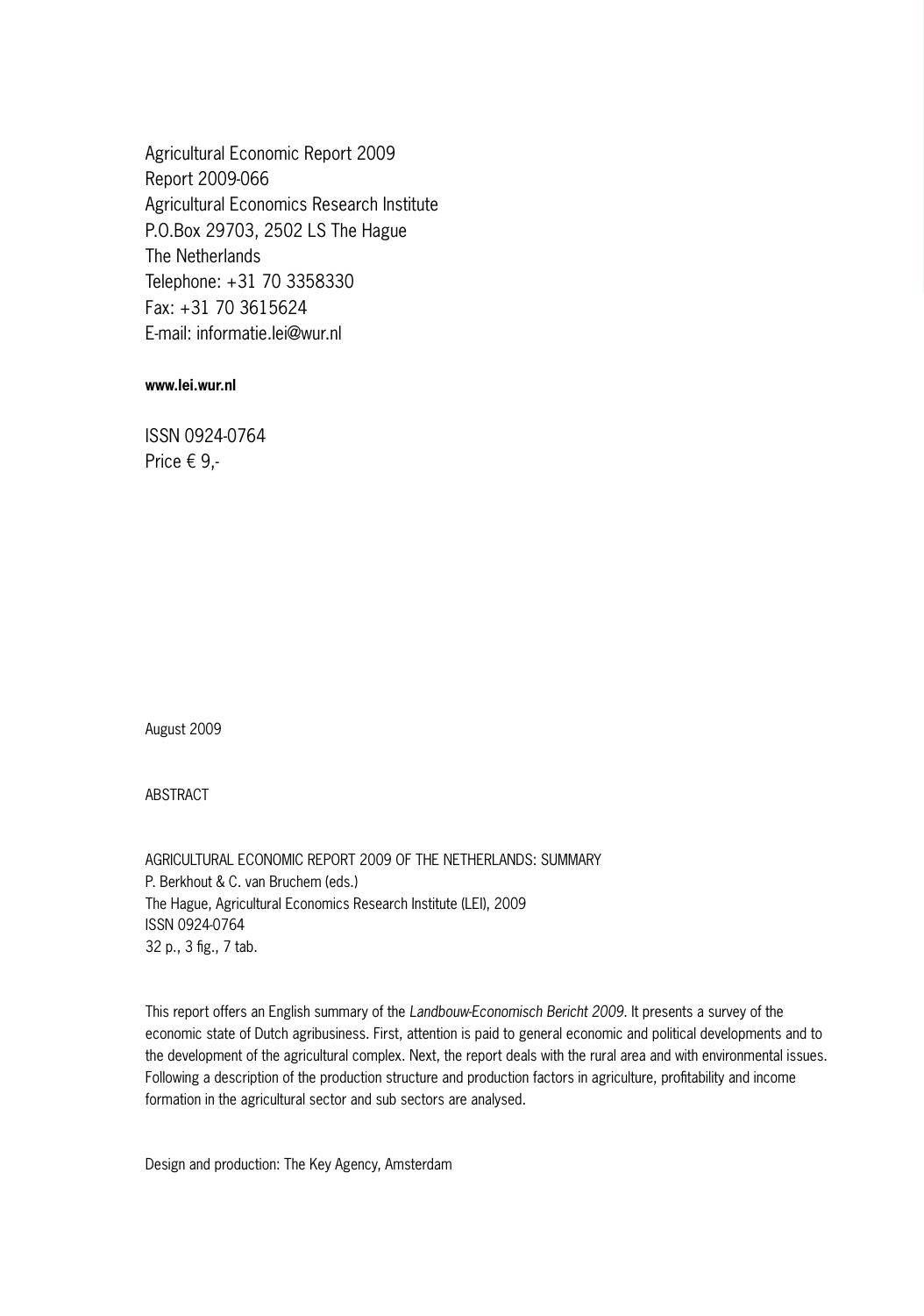Agricultural Economic Report 2009
Report 2009-066
Agricultural Economics Research Institute
P.O.Box 29703, 2502 LS The Hague
The Netherlands
Telephone: +31 70 3358330
Fax: +31 70 3615624
E-mail: informatie.lei@wur.nl

**www.lei.wur.nl**

ISSN 0924-0764
Price € 9,-

August 2009

ABSTRACT

AGRICULTURAL ECONOMIC REPORT 2009 OF THE NETHERLANDS: SUMMARY
P. Berkhout & C. van Bruchem (eds.)
The Hague, Agricultural Economics Research Institute (LEI), 2009
ISSN 0924-0764
32 p., 3 fig., 7 tab.

This report offers an English summary of the *Landbouw-Economisch Bericht 2009*. It presents a survey of the economic state of Dutch agribusiness. First, attention is paid to general economic and political developments and to the development of the agricultural complex. Next, the report deals with the rural area and with environmental issues. Following a description of the production structure and production factors in agriculture, profitability and income formation in the agricultural sector and sub sectors are analysed.

Design and production: The Key Agency, Amsterdam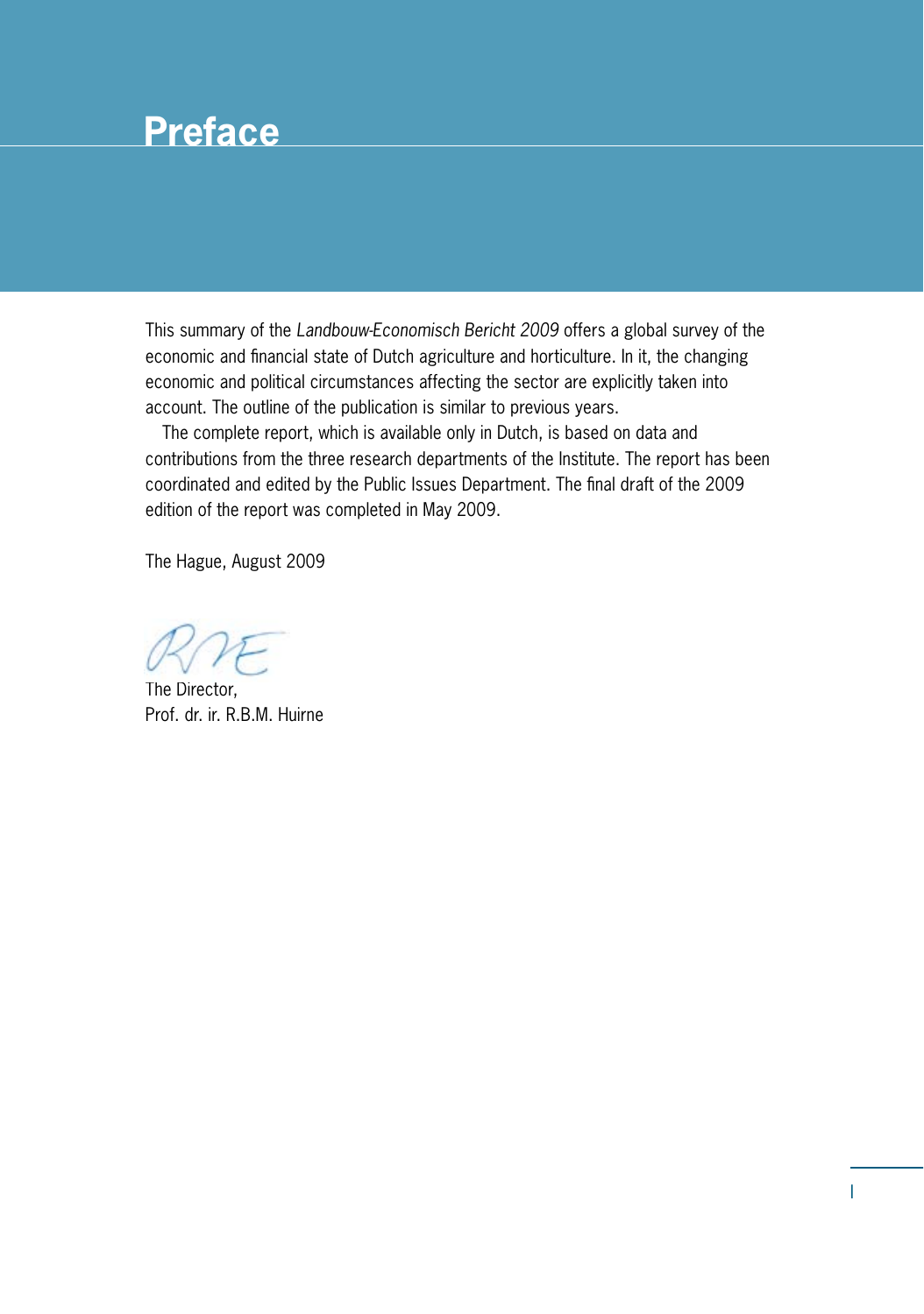# Preface

This summary of the *Landbouw-Economisch Bericht 2009* offers a global survey of the economic and financial state of Dutch agriculture and horticulture. In it, the changing economic and political circumstances affecting the sector are explicitly taken into account. The outline of the publication is similar to previous years.

The complete report, which is available only in Dutch, is based on data and contributions from the three research departments of the Institute. The report has been coordinated and edited by the Public Issues Department. The final draft of the 2009 edition of the report was completed in May 2009.

The Hague, August 2009

The Director,
Prof. dr. ir. R.B.M. Huirne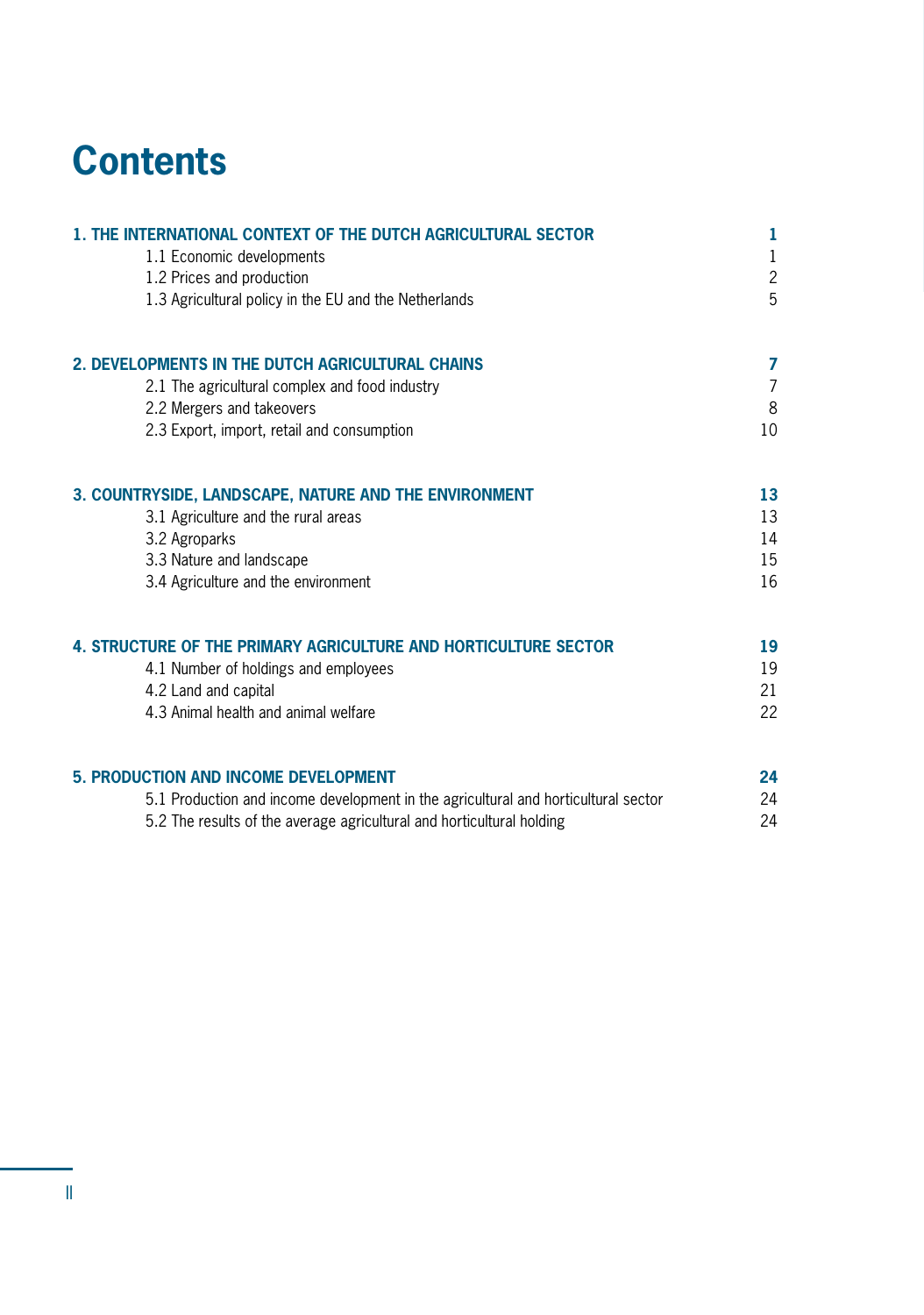# Contents

| | |
|---|---|
| **1. THE INTERNATIONAL CONTEXT OF THE DUTCH AGRICULTURAL SECTOR** | **1** |
| 1.1 Economic developments | 1 |
| 1.2 Prices and production | 2 |
| 1.3 Agricultural policy in the EU and the Netherlands | 5 |
| **2. DEVELOPMENTS IN THE DUTCH AGRICULTURAL CHAINS** | **7** |
| 2.1 The agricultural complex and food industry | 7 |
| 2.2 Mergers and takeovers | 8 |
| 2.3 Export, import, retail and consumption | 10 |
| **3. COUNTRYSIDE, LANDSCAPE, NATURE AND THE ENVIRONMENT** | **13** |
| 3.1 Agriculture and the rural areas | 13 |
| 3.2 Agroparks | 14 |
| 3.3 Nature and landscape | 15 |
| 3.4 Agriculture and the environment | 16 |
| **4. STRUCTURE OF THE PRIMARY AGRICULTURE AND HORTICULTURE SECTOR** | **19** |
| 4.1 Number of holdings and employees | 19 |
| 4.2 Land and capital | 21 |
| 4.3 Animal health and animal welfare | 22 |
| **5. PRODUCTION AND INCOME DEVELOPMENT** | **24** |
| 5.1 Production and income development in the agricultural and horticultural sector | 24 |
| 5.2 The results of the average agricultural and horticultural holding | 24 |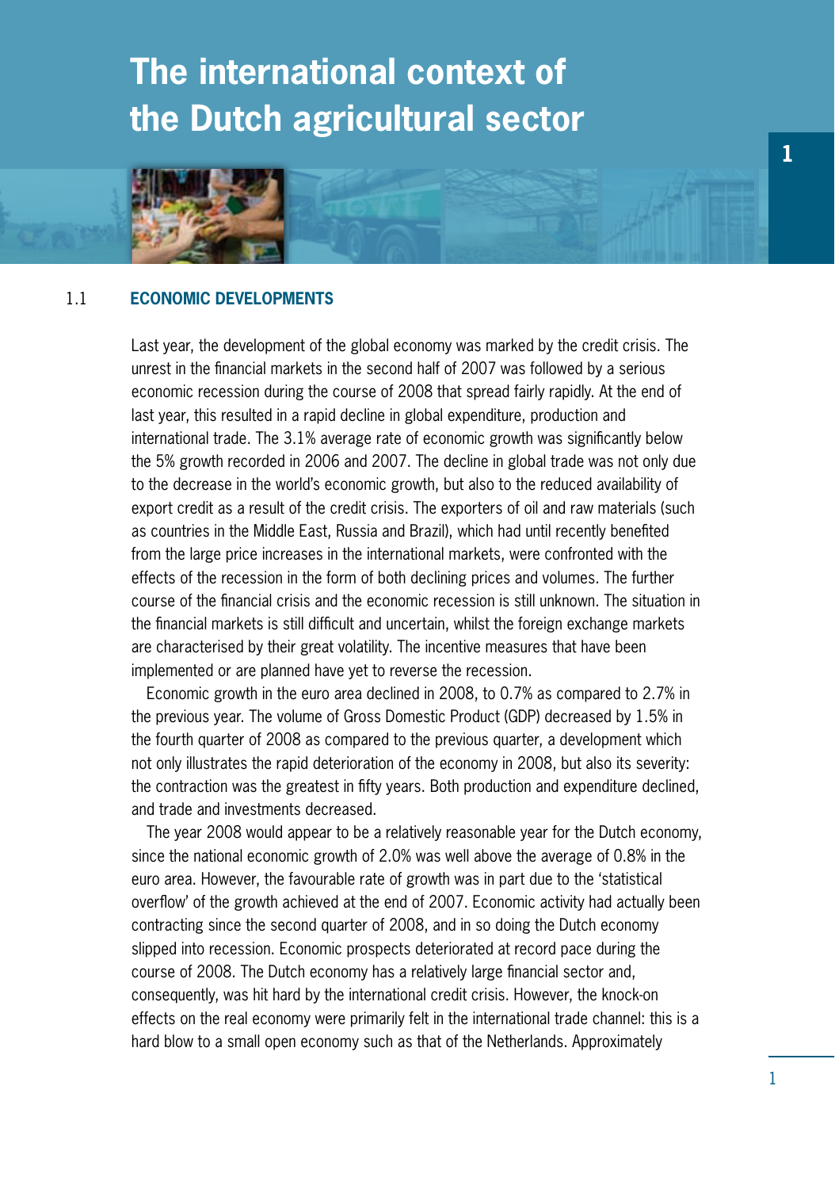# The international context of the Dutch agricultural sector

## 1.1 ECONOMIC DEVELOPMENTS

Last year, the development of the global economy was marked by the credit crisis. The unrest in the financial markets in the second half of 2007 was followed by a serious economic recession during the course of 2008 that spread fairly rapidly. At the end of last year, this resulted in a rapid decline in global expenditure, production and international trade. The 3.1% average rate of economic growth was significantly below the 5% growth recorded in 2006 and 2007. The decline in global trade was not only due to the decrease in the world's economic growth, but also to the reduced availability of export credit as a result of the credit crisis. The exporters of oil and raw materials (such as countries in the Middle East, Russia and Brazil), which had until recently benefited from the large price increases in the international markets, were confronted with the effects of the recession in the form of both declining prices and volumes. The further course of the financial crisis and the economic recession is still unknown. The situation in the financial markets is still difficult and uncertain, whilst the foreign exchange markets are characterised by their great volatility. The incentive measures that have been implemented or are planned have yet to reverse the recession.

Economic growth in the euro area declined in 2008, to 0.7% as compared to 2.7% in the previous year. The volume of Gross Domestic Product (GDP) decreased by 1.5% in the fourth quarter of 2008 as compared to the previous quarter, a development which not only illustrates the rapid deterioration of the economy in 2008, but also its severity: the contraction was the greatest in fifty years. Both production and expenditure declined, and trade and investments decreased.

The year 2008 would appear to be a relatively reasonable year for the Dutch economy, since the national economic growth of 2.0% was well above the average of 0.8% in the euro area. However, the favourable rate of growth was in part due to the 'statistical overflow' of the growth achieved at the end of 2007. Economic activity had actually been contracting since the second quarter of 2008, and in so doing the Dutch economy slipped into recession. Economic prospects deteriorated at record pace during the course of 2008. The Dutch economy has a relatively large financial sector and, consequently, was hit hard by the international credit crisis. However, the knock-on effects on the real economy were primarily felt in the international trade channel: this is a hard blow to a small open economy such as that of the Netherlands. Approximately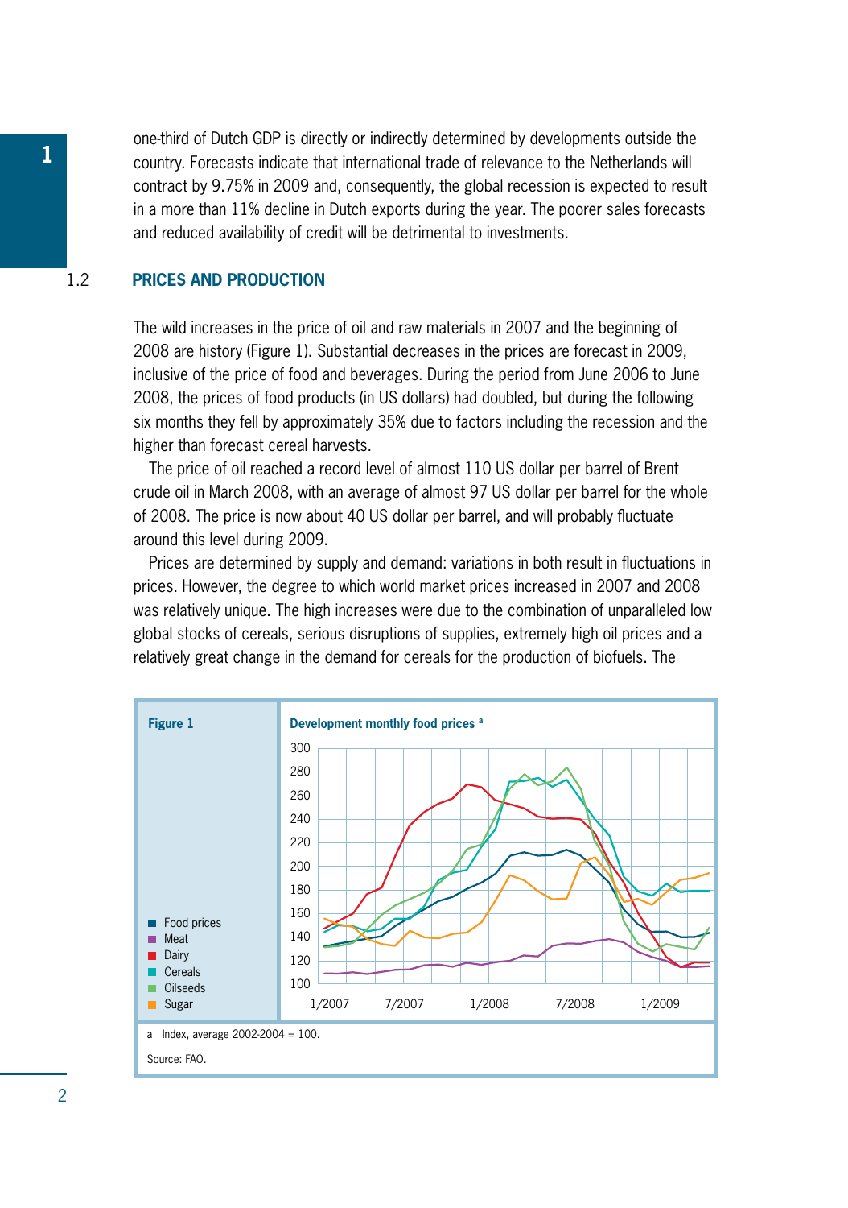one-third of Dutch GDP is directly or indirectly determined by developments outside the country. Forecasts indicate that international trade of relevance to the Netherlands will contract by 9.75% in 2009 and, consequently, the global recession is expected to result in a more than 11% decline in Dutch exports during the year. The poorer sales forecasts and reduced availability of credit will be detrimental to investments.

## 1.2 PRICES AND PRODUCTION

The wild increases in the price of oil and raw materials in 2007 and the beginning of 2008 are history (Figure 1). Substantial decreases in the prices are forecast in 2009, inclusive of the price of food and beverages. During the period from June 2006 to June 2008, the prices of food products (in US dollars) had doubled, but during the following six months they fell by approximately 35% due to factors including the recession and the higher than forecast cereal harvests.

The price of oil reached a record level of almost 110 US dollar per barrel of Brent crude oil in March 2008, with an average of almost 97 US dollar per barrel for the whole of 2008. The price is now about 40 US dollar per barrel, and will probably fluctuate around this level during 2009.

Prices are determined by supply and demand: variations in both result in fluctuations in prices. However, the degree to which world market prices increased in 2007 and 2008 was relatively unique. The high increases were due to the combination of unparalleled low global stocks of cereals, serious disruptions of supplies, extremely high oil prices and a relatively great change in the demand for cereals for the production of biofuels. The

**Figure 1** Development monthly food prices [a]

a Index, average 2002-2004 = 100.

Source: FAO.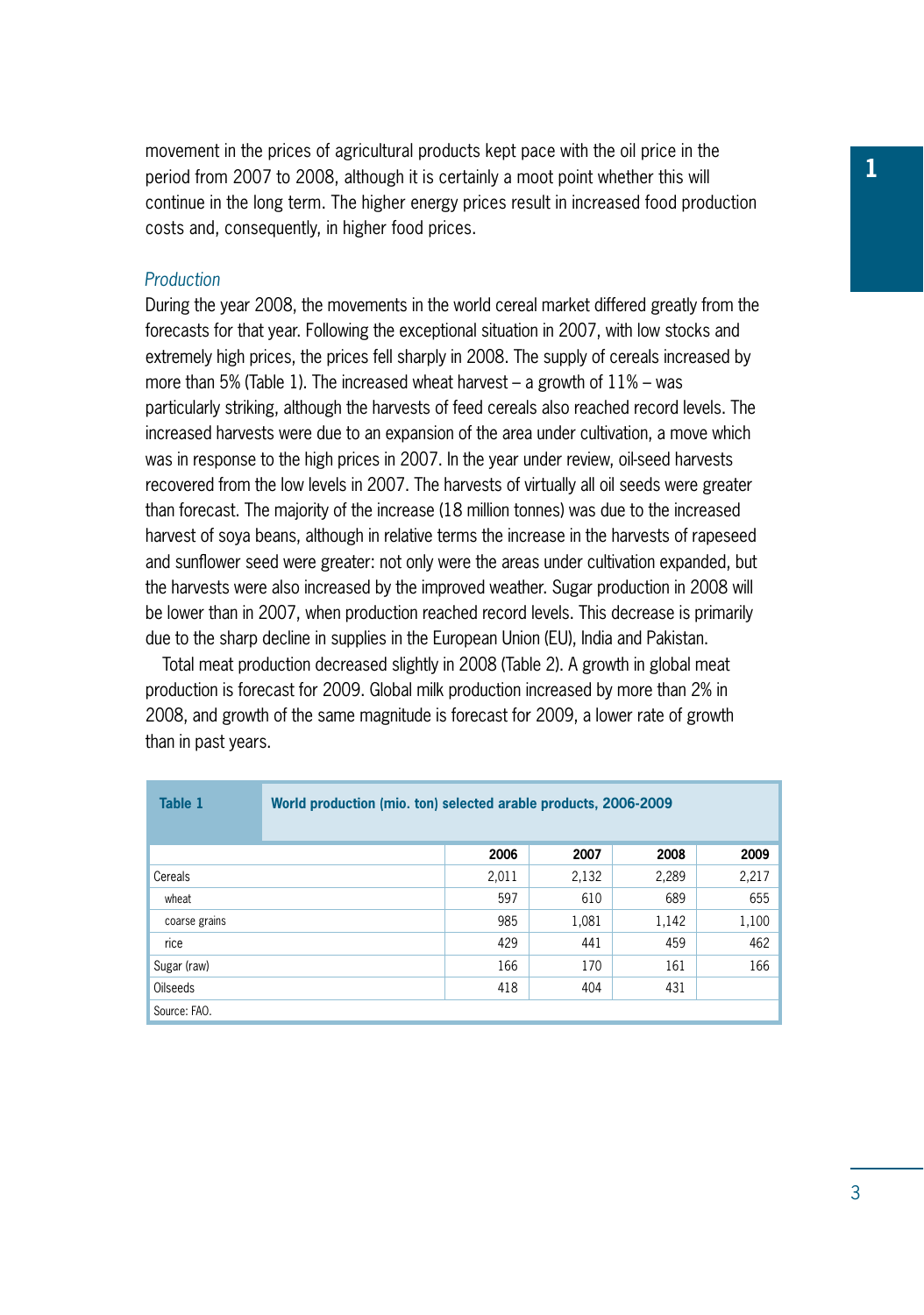movement in the prices of agricultural products kept pace with the oil price in the period from 2007 to 2008, although it is certainly a moot point whether this will continue in the long term. The higher energy prices result in increased food production costs and, consequently, in higher food prices.

*Production*

During the year 2008, the movements in the world cereal market differed greatly from the forecasts for that year. Following the exceptional situation in 2007, with low stocks and extremely high prices, the prices fell sharply in 2008. The supply of cereals increased by more than 5% (Table 1). The increased wheat harvest – a growth of 11% – was particularly striking, although the harvests of feed cereals also reached record levels. The increased harvests were due to an expansion of the area under cultivation, a move which was in response to the high prices in 2007. In the year under review, oil-seed harvests recovered from the low levels in 2007. The harvests of virtually all oil seeds were greater than forecast. The majority of the increase (18 million tonnes) was due to the increased harvest of soya beans, although in relative terms the increase in the harvests of rapeseed and sunflower seed were greater: not only were the areas under cultivation expanded, but the harvests were also increased by the improved weather. Sugar production in 2008 will be lower than in 2007, when production reached record levels. This decrease is primarily due to the sharp decline in supplies in the European Union (EU), India and Pakistan.

Total meat production decreased slightly in 2008 (Table 2). A growth in global meat production is forecast for 2009. Global milk production increased by more than 2% in 2008, and growth of the same magnitude is forecast for 2009, a lower rate of growth than in past years.

**Table 1** **World production (mio. ton) selected arable products, 2006-2009**

| | 2006 | 2007 | 2008 | 2009 |
|---|---|---|---|---|
| Cereals | 2,011 | 2,132 | 2,289 | 2,217 |
| wheat | 597 | 610 | 689 | 655 |
| coarse grains | 985 | 1,081 | 1,142 | 1,100 |
| rice | 429 | 441 | 459 | 462 |
| Sugar (raw) | 166 | 170 | 161 | 166 |
| Oilseeds | 418 | 404 | 431 | |

Source: FAO.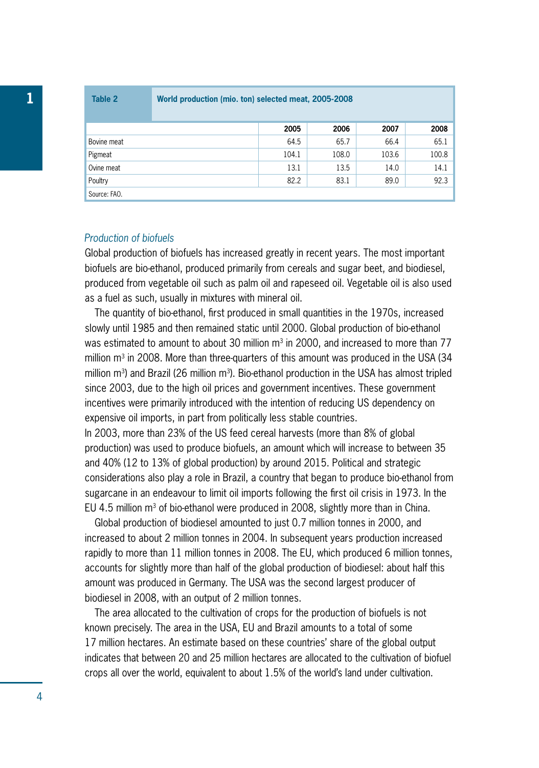| Table 2 | World production (mio. ton) selected meat, 2005-2008 | | | |
|---|---|---|---|---|
| | **2005** | **2006** | **2007** | **2008** |
| Bovine meat | 64.5 | 65.7 | 66.4 | 65.1 |
| Pigmeat | 104.1 | 108.0 | 103.6 | 100.8 |
| Ovine meat | 13.1 | 13.5 | 14.0 | 14.1 |
| Poultry | 82.2 | 83.1 | 89.0 | 92.3 |
| Source: FAO. | | | | |

*Production of biofuels*

Global production of biofuels has increased greatly in recent years. The most important biofuels are bio-ethanol, produced primarily from cereals and sugar beet, and biodiesel, produced from vegetable oil such as palm oil and rapeseed oil. Vegetable oil is also used as a fuel as such, usually in mixtures with mineral oil.

The quantity of bio-ethanol, first produced in small quantities in the 1970s, increased slowly until 1985 and then remained static until 2000. Global production of bio-ethanol was estimated to amount to about 30 million $m^3$ in 2000, and increased to more than 77 million $m^3$ in 2008. More than three-quarters of this amount was produced in the USA (34 million $m^3$) and Brazil (26 million $m^3$). Bio-ethanol production in the USA has almost tripled since 2003, due to the high oil prices and government incentives. These government incentives were primarily introduced with the intention of reducing US dependency on expensive oil imports, in part from politically less stable countries.
In 2003, more than 23% of the US feed cereal harvests (more than 8% of global production) was used to produce biofuels, an amount which will increase to between 35 and 40% (12 to 13% of global production) by around 2015. Political and strategic considerations also play a role in Brazil, a country that began to produce bio-ethanol from sugarcane in an endeavour to limit oil imports following the first oil crisis in 1973. In the EU 4.5 million $m^3$ of bio-ethanol were produced in 2008, slightly more than in China.

Global production of biodiesel amounted to just 0.7 million tonnes in 2000, and increased to about 2 million tonnes in 2004. In subsequent years production increased rapidly to more than 11 million tonnes in 2008. The EU, which produced 6 million tonnes, accounts for slightly more than half of the global production of biodiesel: about half this amount was produced in Germany. The USA was the second largest producer of biodiesel in 2008, with an output of 2 million tonnes.

The area allocated to the cultivation of crops for the production of biofuels is not known precisely. The area in the USA, EU and Brazil amounts to a total of some 17 million hectares. An estimate based on these countries' share of the global output indicates that between 20 and 25 million hectares are allocated to the cultivation of biofuel crops all over the world, equivalent to about 1.5% of the world's land under cultivation.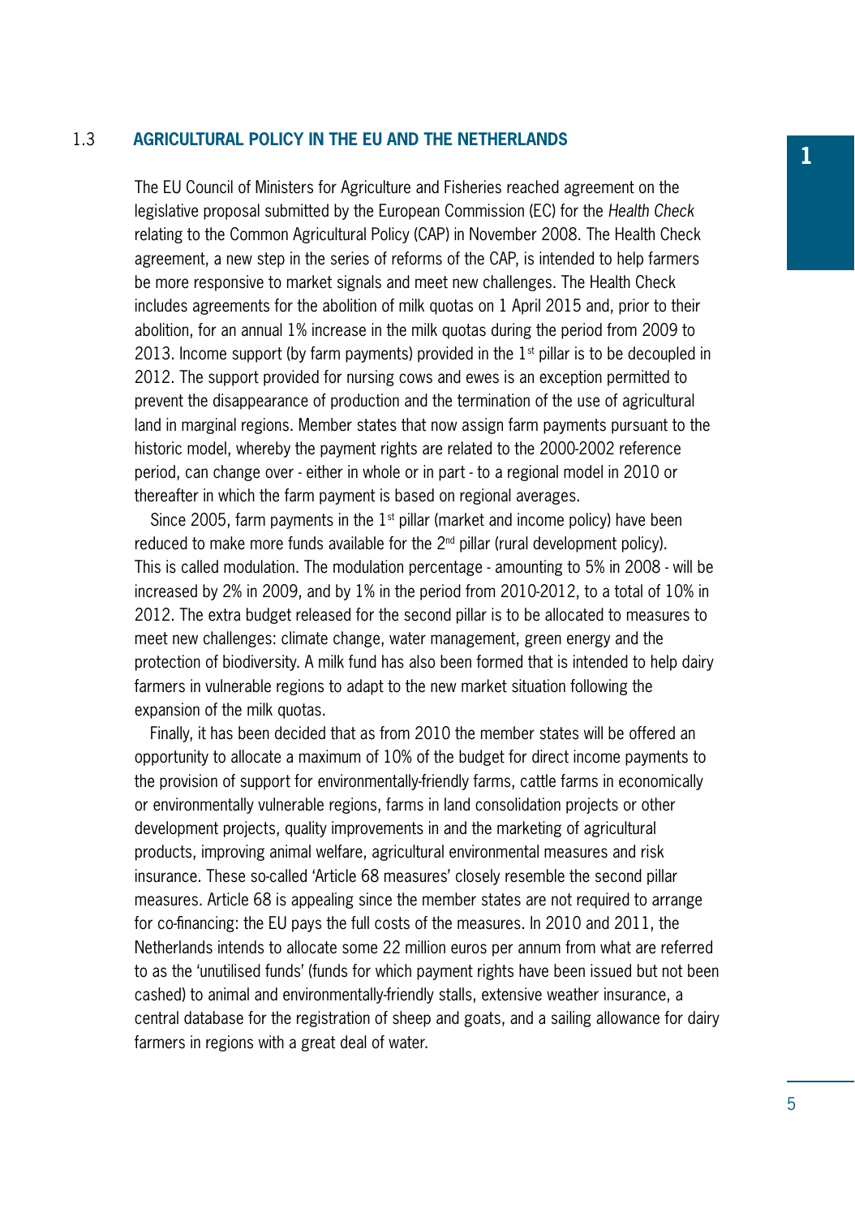## 1.3 AGRICULTURAL POLICY IN THE EU AND THE NETHERLANDS

The EU Council of Ministers for Agriculture and Fisheries reached agreement on the legislative proposal submitted by the European Commission (EC) for the *Health Check* relating to the Common Agricultural Policy (CAP) in November 2008. The Health Check agreement, a new step in the series of reforms of the CAP, is intended to help farmers be more responsive to market signals and meet new challenges. The Health Check includes agreements for the abolition of milk quotas on 1 April 2015 and, prior to their abolition, for an annual 1% increase in the milk quotas during the period from 2009 to 2013. Income support (by farm payments) provided in the 1st pillar is to be decoupled in 2012. The support provided for nursing cows and ewes is an exception permitted to prevent the disappearance of production and the termination of the use of agricultural land in marginal regions. Member states that now assign farm payments pursuant to the historic model, whereby the payment rights are related to the 2000-2002 reference period, can change over - either in whole or in part - to a regional model in 2010 or thereafter in which the farm payment is based on regional averages.

Since 2005, farm payments in the 1st pillar (market and income policy) have been reduced to make more funds available for the 2nd pillar (rural development policy). This is called modulation. The modulation percentage - amounting to 5% in 2008 - will be increased by 2% in 2009, and by 1% in the period from 2010-2012, to a total of 10% in 2012. The extra budget released for the second pillar is to be allocated to measures to meet new challenges: climate change, water management, green energy and the protection of biodiversity. A milk fund has also been formed that is intended to help dairy farmers in vulnerable regions to adapt to the new market situation following the expansion of the milk quotas.

Finally, it has been decided that as from 2010 the member states will be offered an opportunity to allocate a maximum of 10% of the budget for direct income payments to the provision of support for environmentally-friendly farms, cattle farms in economically or environmentally vulnerable regions, farms in land consolidation projects or other development projects, quality improvements in and the marketing of agricultural products, improving animal welfare, agricultural environmental measures and risk insurance. These so-called 'Article 68 measures' closely resemble the second pillar measures. Article 68 is appealing since the member states are not required to arrange for co-financing: the EU pays the full costs of the measures. In 2010 and 2011, the Netherlands intends to allocate some 22 million euros per annum from what are referred to as the 'unutilised funds' (funds for which payment rights have been issued but not been cashed) to animal and environmentally-friendly stalls, extensive weather insurance, a central database for the registration of sheep and goats, and a sailing allowance for dairy farmers in regions with a great deal of water.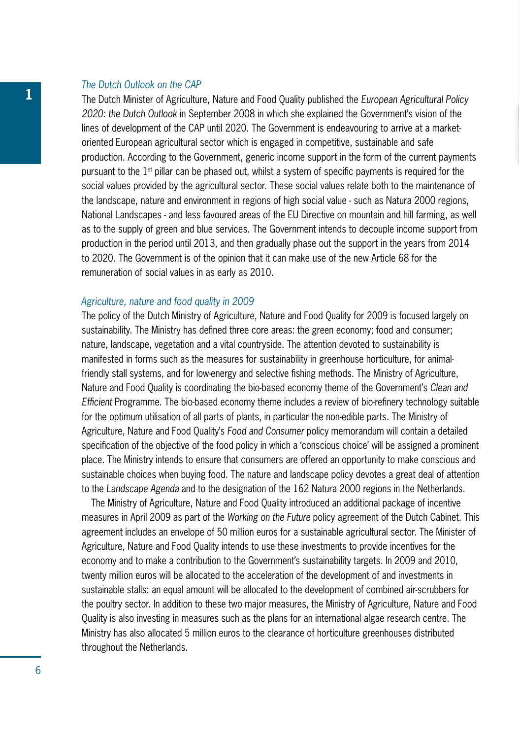### *The Dutch Outlook on the CAP*

The Dutch Minister of Agriculture, Nature and Food Quality published the *European Agricultural Policy 2020: the Dutch Outlook* in September 2008 in which she explained the Government's vision of the lines of development of the CAP until 2020. The Government is endeavouring to arrive at a market-oriented European agricultural sector which is engaged in competitive, sustainable and safe production. According to the Government, generic income support in the form of the current payments pursuant to the 1st pillar can be phased out, whilst a system of specific payments is required for the social values provided by the agricultural sector. These social values relate both to the maintenance of the landscape, nature and environment in regions of high social value - such as Natura 2000 regions, National Landscapes - and less favoured areas of the EU Directive on mountain and hill farming, as well as to the supply of green and blue services. The Government intends to decouple income support from production in the period until 2013, and then gradually phase out the support in the years from 2014 to 2020. The Government is of the opinion that it can make use of the new Article 68 for the remuneration of social values in as early as 2010.

### *Agriculture, nature and food quality in 2009*

The policy of the Dutch Ministry of Agriculture, Nature and Food Quality for 2009 is focused largely on sustainability. The Ministry has defined three core areas: the green economy; food and consumer; nature, landscape, vegetation and a vital countryside. The attention devoted to sustainability is manifested in forms such as the measures for sustainability in greenhouse horticulture, for animal-friendly stall systems, and for low-energy and selective fishing methods. The Ministry of Agriculture, Nature and Food Quality is coordinating the bio-based economy theme of the Government's *Clean and Efficient* Programme. The bio-based economy theme includes a review of bio-refinery technology suitable for the optimum utilisation of all parts of plants, in particular the non-edible parts. The Ministry of Agriculture, Nature and Food Quality's *Food and Consumer* policy memorandum will contain a detailed specification of the objective of the food policy in which a 'conscious choice' will be assigned a prominent place. The Ministry intends to ensure that consumers are offered an opportunity to make conscious and sustainable choices when buying food. The nature and landscape policy devotes a great deal of attention to the *Landscape Agenda* and to the designation of the 162 Natura 2000 regions in the Netherlands.

The Ministry of Agriculture, Nature and Food Quality introduced an additional package of incentive measures in April 2009 as part of the *Working on the Future* policy agreement of the Dutch Cabinet. This agreement includes an envelope of 50 million euros for a sustainable agricultural sector. The Minister of Agriculture, Nature and Food Quality intends to use these investments to provide incentives for the economy and to make a contribution to the Government's sustainability targets. In 2009 and 2010, twenty million euros will be allocated to the acceleration of the development of and investments in sustainable stalls: an equal amount will be allocated to the development of combined air-scrubbers for the poultry sector. In addition to these two major measures, the Ministry of Agriculture, Nature and Food Quality is also investing in measures such as the plans for an international algae research centre. The Ministry has also allocated 5 million euros to the clearance of horticulture greenhouses distributed throughout the Netherlands.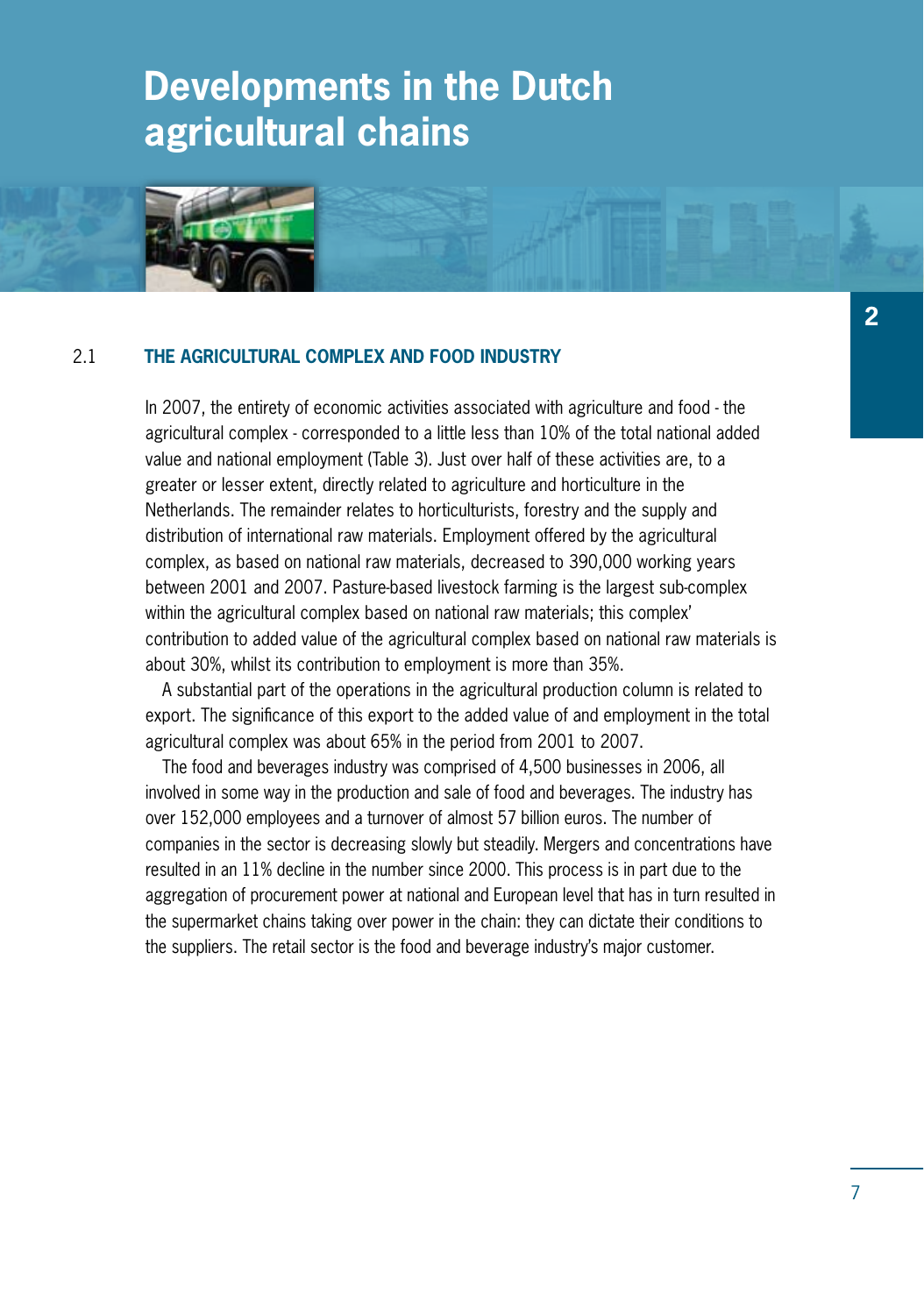# Developments in the Dutch agricultural chains

## 2.1 THE AGRICULTURAL COMPLEX AND FOOD INDUSTRY

In 2007, the entirety of economic activities associated with agriculture and food - the agricultural complex - corresponded to a little less than 10% of the total national added value and national employment (Table 3). Just over half of these activities are, to a greater or lesser extent, directly related to agriculture and horticulture in the Netherlands. The remainder relates to horticulturists, forestry and the supply and distribution of international raw materials. Employment offered by the agricultural complex, as based on national raw materials, decreased to 390,000 working years between 2001 and 2007. Pasture-based livestock farming is the largest sub-complex within the agricultural complex based on national raw materials; this complex' contribution to added value of the agricultural complex based on national raw materials is about 30%, whilst its contribution to employment is more than 35%.

A substantial part of the operations in the agricultural production column is related to export. The significance of this export to the added value of and employment in the total agricultural complex was about 65% in the period from 2001 to 2007.

The food and beverages industry was comprised of 4,500 businesses in 2006, all involved in some way in the production and sale of food and beverages. The industry has over 152,000 employees and a turnover of almost 57 billion euros. The number of companies in the sector is decreasing slowly but steadily. Mergers and concentrations have resulted in an 11% decline in the number since 2000. This process is in part due to the aggregation of procurement power at national and European level that has in turn resulted in the supermarket chains taking over power in the chain: they can dictate their conditions to the suppliers. The retail sector is the food and beverage industry's major customer.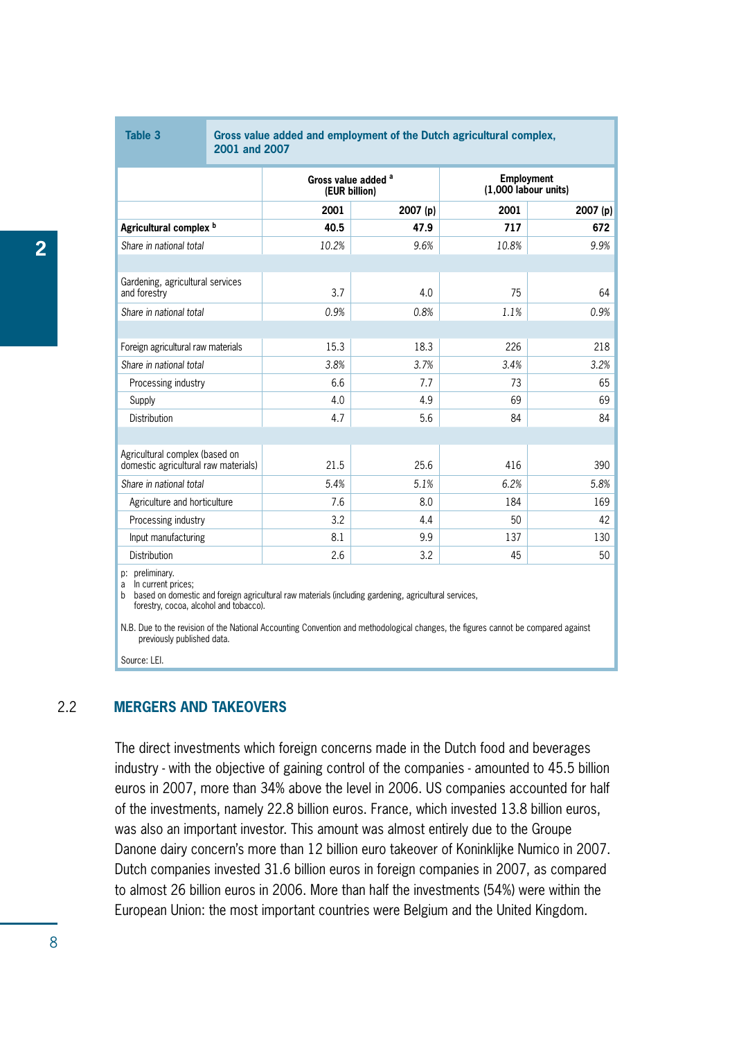**Table 3 Gross value added and employment of the Dutch agricultural complex, 2001 and 2007**

| | Gross value added [a] (EUR billion) | | Employment (1,000 labour units) | |
|---|---|---|---|---|
| | **2001** | **2007 (p)** | **2001** | **2007 (p)** |
| **Agricultural complex [b]** | **40.5** | **47.9** | **717** | **672** |
| *Share in national total* | *10.2%* | *9.6%* | *10.8%* | *9.9%* |
| | | | | |
| Gardening, agricultural services and forestry | 3.7 | 4.0 | 75 | 64 |
| *Share in national total* | *0.9%* | *0.8%* | *1.1%* | *0.9%* |
| | | | | |
| Foreign agricultural raw materials | 15.3 | 18.3 | 226 | 218 |
| *Share in national total* | *3.8%* | *3.7%* | *3.4%* | *3.2%* |
| Processing industry | 6.6 | 7.7 | 73 | 65 |
| Supply | 4.0 | 4.9 | 69 | 69 |
| Distribution | 4.7 | 5.6 | 84 | 84 |
| | | | | |
| Agricultural complex (based on domestic agricultural raw materials) | 21.5 | 25.6 | 416 | 390 |
| *Share in national total* | *5.4%* | *5.1%* | *6.2%* | *5.8%* |
| Agriculture and horticulture | 7.6 | 8.0 | 184 | 169 |
| Processing industry | 3.2 | 4.4 | 50 | 42 |
| Input manufacturing | 8.1 | 9.9 | 137 | 130 |
| Distribution | 2.6 | 3.2 | 45 | 50 |

p: preliminary.
a In current prices;
b based on domestic and foreign agricultural raw materials (including gardening, agricultural services, forestry, cocoa, alcohol and tobacco).

N.B. Due to the revision of the National Accounting Convention and methodological changes, the figures cannot be compared against previously published data.

Source: LEI.

## 2.2 MERGERS AND TAKEOVERS

The direct investments which foreign concerns made in the Dutch food and beverages industry - with the objective of gaining control of the companies - amounted to 45.5 billion euros in 2007, more than 34% above the level in 2006. US companies accounted for half of the investments, namely 22.8 billion euros. France, which invested 13.8 billion euros, was also an important investor. This amount was almost entirely due to the Groupe Danone dairy concern's more than 12 billion euro takeover of Koninklijke Numico in 2007. Dutch companies invested 31.6 billion euros in foreign companies in 2007, as compared to almost 26 billion euros in 2006. More than half the investments (54%) were within the European Union: the most important countries were Belgium and the United Kingdom.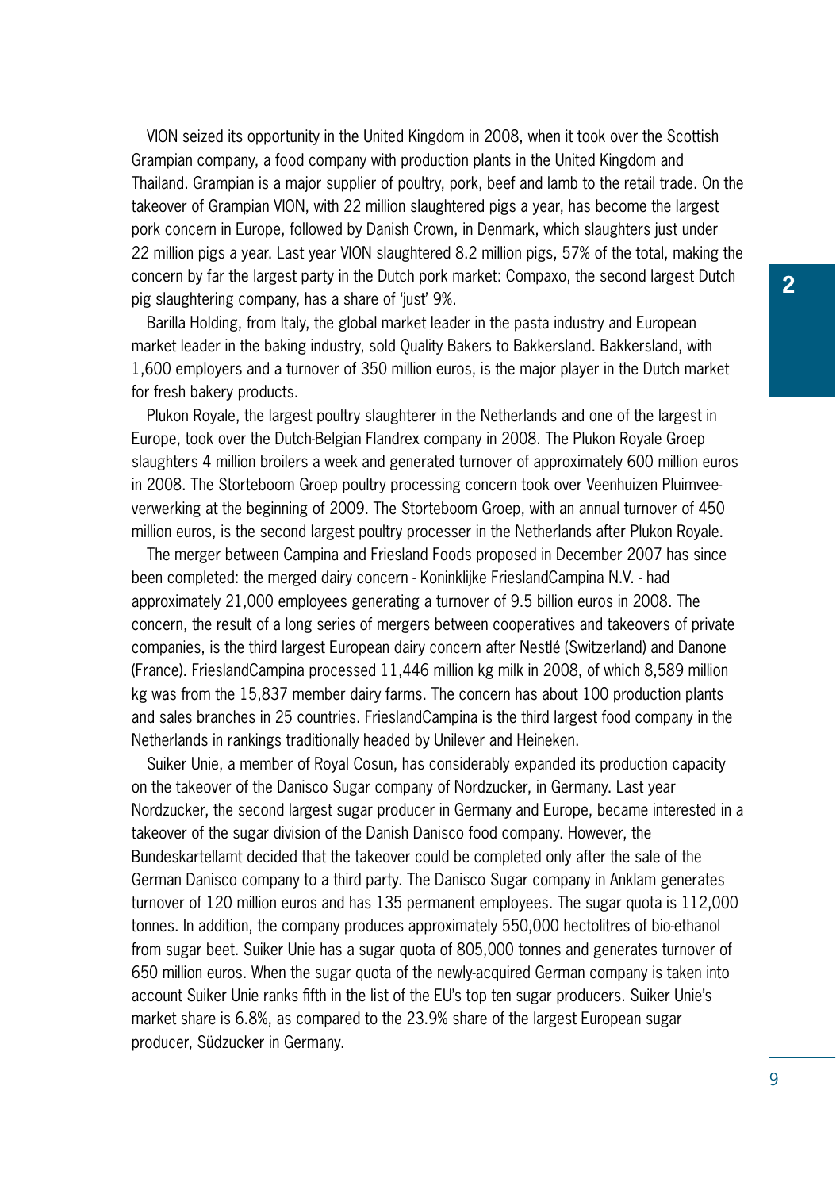VION seized its opportunity in the United Kingdom in 2008, when it took over the Scottish Grampian company, a food company with production plants in the United Kingdom and Thailand. Grampian is a major supplier of poultry, pork, beef and lamb to the retail trade. On the takeover of Grampian VION, with 22 million slaughtered pigs a year, has become the largest pork concern in Europe, followed by Danish Crown, in Denmark, which slaughters just under 22 million pigs a year. Last year VION slaughtered 8.2 million pigs, 57% of the total, making the concern by far the largest party in the Dutch pork market: Compaxo, the second largest Dutch pig slaughtering company, has a share of 'just' 9%.

Barilla Holding, from Italy, the global market leader in the pasta industry and European market leader in the baking industry, sold Quality Bakers to Bakkersland. Bakkersland, with 1,600 employers and a turnover of 350 million euros, is the major player in the Dutch market for fresh bakery products.

Plukon Royale, the largest poultry slaughterer in the Netherlands and one of the largest in Europe, took over the Dutch-Belgian Flandrex company in 2008. The Plukon Royale Groep slaughters 4 million broilers a week and generated turnover of approximately 600 million euros in 2008. The Storteboom Groep poultry processing concern took over Veenhuizen Pluimvee-verwerking at the beginning of 2009. The Storteboom Groep, with an annual turnover of 450 million euros, is the second largest poultry processer in the Netherlands after Plukon Royale.

The merger between Campina and Friesland Foods proposed in December 2007 has since been completed: the merged dairy concern - Koninklijke FrieslandCampina N.V. - had approximately 21,000 employees generating a turnover of 9.5 billion euros in 2008. The concern, the result of a long series of mergers between cooperatives and takeovers of private companies, is the third largest European dairy concern after Nestlé (Switzerland) and Danone (France). FrieslandCampina processed 11,446 million kg milk in 2008, of which 8,589 million kg was from the 15,837 member dairy farms. The concern has about 100 production plants and sales branches in 25 countries. FrieslandCampina is the third largest food company in the Netherlands in rankings traditionally headed by Unilever and Heineken.

Suiker Unie, a member of Royal Cosun, has considerably expanded its production capacity on the takeover of the Danisco Sugar company of Nordzucker, in Germany. Last year Nordzucker, the second largest sugar producer in Germany and Europe, became interested in a takeover of the sugar division of the Danish Danisco food company. However, the Bundeskartellamt decided that the takeover could be completed only after the sale of the German Danisco company to a third party. The Danisco Sugar company in Anklam generates turnover of 120 million euros and has 135 permanent employees. The sugar quota is 112,000 tonnes. In addition, the company produces approximately 550,000 hectolitres of bio-ethanol from sugar beet. Suiker Unie has a sugar quota of 805,000 tonnes and generates turnover of 650 million euros. When the sugar quota of the newly-acquired German company is taken into account Suiker Unie ranks fifth in the list of the EU's top ten sugar producers. Suiker Unie's market share is 6.8%, as compared to the 23.9% share of the largest European sugar producer, Südzucker in Germany.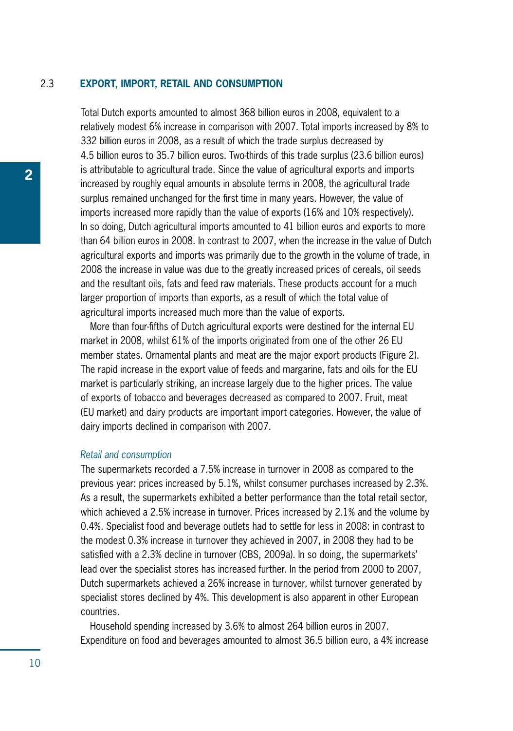## 2.3 EXPORT, IMPORT, RETAIL AND CONSUMPTION

Total Dutch exports amounted to almost 368 billion euros in 2008, equivalent to a relatively modest 6% increase in comparison with 2007. Total imports increased by 8% to 332 billion euros in 2008, as a result of which the trade surplus decreased by 4.5 billion euros to 35.7 billion euros. Two-thirds of this trade surplus (23.6 billion euros) is attributable to agricultural trade. Since the value of agricultural exports and imports increased by roughly equal amounts in absolute terms in 2008, the agricultural trade surplus remained unchanged for the first time in many years. However, the value of imports increased more rapidly than the value of exports (16% and 10% respectively). In so doing, Dutch agricultural imports amounted to 41 billion euros and exports to more than 64 billion euros in 2008. In contrast to 2007, when the increase in the value of Dutch agricultural exports and imports was primarily due to the growth in the volume of trade, in 2008 the increase in value was due to the greatly increased prices of cereals, oil seeds and the resultant oils, fats and feed raw materials. These products account for a much larger proportion of imports than exports, as a result of which the total value of agricultural imports increased much more than the value of exports.

More than four-fifths of Dutch agricultural exports were destined for the internal EU market in 2008, whilst 61% of the imports originated from one of the other 26 EU member states. Ornamental plants and meat are the major export products (Figure 2). The rapid increase in the export value of feeds and margarine, fats and oils for the EU market is particularly striking, an increase largely due to the higher prices. The value of exports of tobacco and beverages decreased as compared to 2007. Fruit, meat (EU market) and dairy products are important import categories. However, the value of dairy imports declined in comparison with 2007.

*Retail and consumption*

The supermarkets recorded a 7.5% increase in turnover in 2008 as compared to the previous year: prices increased by 5.1%, whilst consumer purchases increased by 2.3%. As a result, the supermarkets exhibited a better performance than the total retail sector, which achieved a 2.5% increase in turnover. Prices increased by 2.1% and the volume by 0.4%. Specialist food and beverage outlets had to settle for less in 2008: in contrast to the modest 0.3% increase in turnover they achieved in 2007, in 2008 they had to be satisfied with a 2.3% decline in turnover (CBS, 2009a). In so doing, the supermarkets' lead over the specialist stores has increased further. In the period from 2000 to 2007, Dutch supermarkets achieved a 26% increase in turnover, whilst turnover generated by specialist stores declined by 4%. This development is also apparent in other European countries.

Household spending increased by 3.6% to almost 264 billion euros in 2007. Expenditure on food and beverages amounted to almost 36.5 billion euro, a 4% increase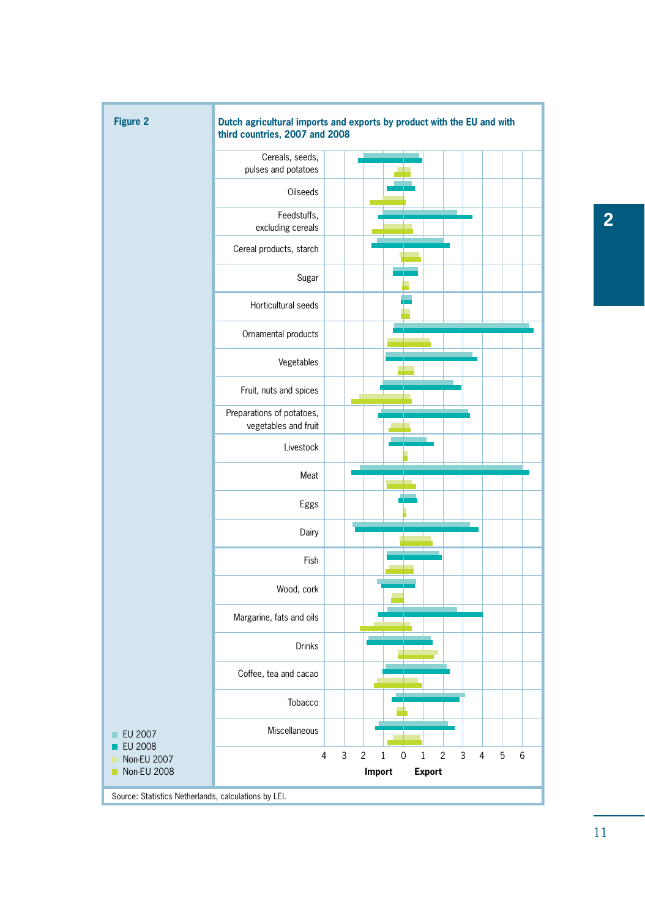**Figure 2**

**Dutch agricultural imports and exports by product with the EU and with third countries, 2007 and 2008**

Cereals, seeds, pulses and potatoes
Oilseeds
Feedstuffs, excluding cereals
Cereal products, starch
Sugar
Horticultural seeds
Ornamental products
Vegetables
Fruit, nuts and spices
Preparations of potatoes, vegetables and fruit
Livestock
Meat
Eggs
Dairy
Fish
Wood, cork
Margarine, fats and oils
Drinks
Coffee, tea and cacao
Tobacco
Miscellaneous

4 3 2 1 0 1 2 3 4 5 6

**Import** **Export**

EU 2007
EU 2008
Non-EU 2007
Non-EU 2008

Source: Statistics Netherlands, calculations by LEI.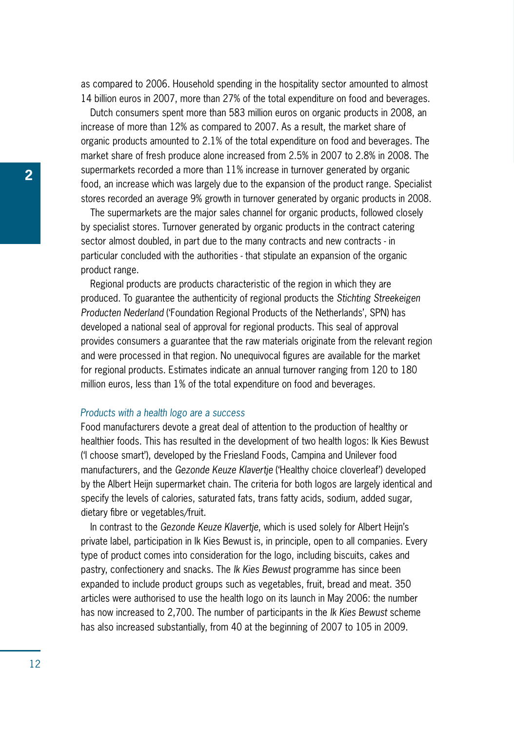as compared to 2006. Household spending in the hospitality sector amounted to almost 14 billion euros in 2007, more than 27% of the total expenditure on food and beverages.

Dutch consumers spent more than 583 million euros on organic products in 2008, an increase of more than 12% as compared to 2007. As a result, the market share of organic products amounted to 2.1% of the total expenditure on food and beverages. The market share of fresh produce alone increased from 2.5% in 2007 to 2.8% in 2008. The supermarkets recorded a more than 11% increase in turnover generated by organic food, an increase which was largely due to the expansion of the product range. Specialist stores recorded an average 9% growth in turnover generated by organic products in 2008.

The supermarkets are the major sales channel for organic products, followed closely by specialist stores. Turnover generated by organic products in the contract catering sector almost doubled, in part due to the many contracts and new contracts - in particular concluded with the authorities - that stipulate an expansion of the organic product range.

Regional products are products characteristic of the region in which they are produced. To guarantee the authenticity of regional products the *Stichting Streekeigen Producten Nederland* ('Foundation Regional Products of the Netherlands', SPN) has developed a national seal of approval for regional products. This seal of approval provides consumers a guarantee that the raw materials originate from the relevant region and were processed in that region. No unequivocal figures are available for the market for regional products. Estimates indicate an annual turnover ranging from 120 to 180 million euros, less than 1% of the total expenditure on food and beverages.

### *Products with a health logo are a success*

Food manufacturers devote a great deal of attention to the production of healthy or healthier foods. This has resulted in the development of two health logos: Ik Kies Bewust ('I choose smart'), developed by the Friesland Foods, Campina and Unilever food manufacturers, and the *Gezonde Keuze Klavertje* ('Healthy choice cloverleaf') developed by the Albert Heijn supermarket chain. The criteria for both logos are largely identical and specify the levels of calories, saturated fats, trans fatty acids, sodium, added sugar, dietary fibre or vegetables/fruit.

In contrast to the *Gezonde Keuze Klavertje*, which is used solely for Albert Heijn's private label, participation in Ik Kies Bewust is, in principle, open to all companies. Every type of product comes into consideration for the logo, including biscuits, cakes and pastry, confectionery and snacks. The *Ik Kies Bewust* programme has since been expanded to include product groups such as vegetables, fruit, bread and meat. 350 articles were authorised to use the health logo on its launch in May 2006: the number has now increased to 2,700. The number of participants in the *Ik Kies Bewust* scheme has also increased substantially, from 40 at the beginning of 2007 to 105 in 2009.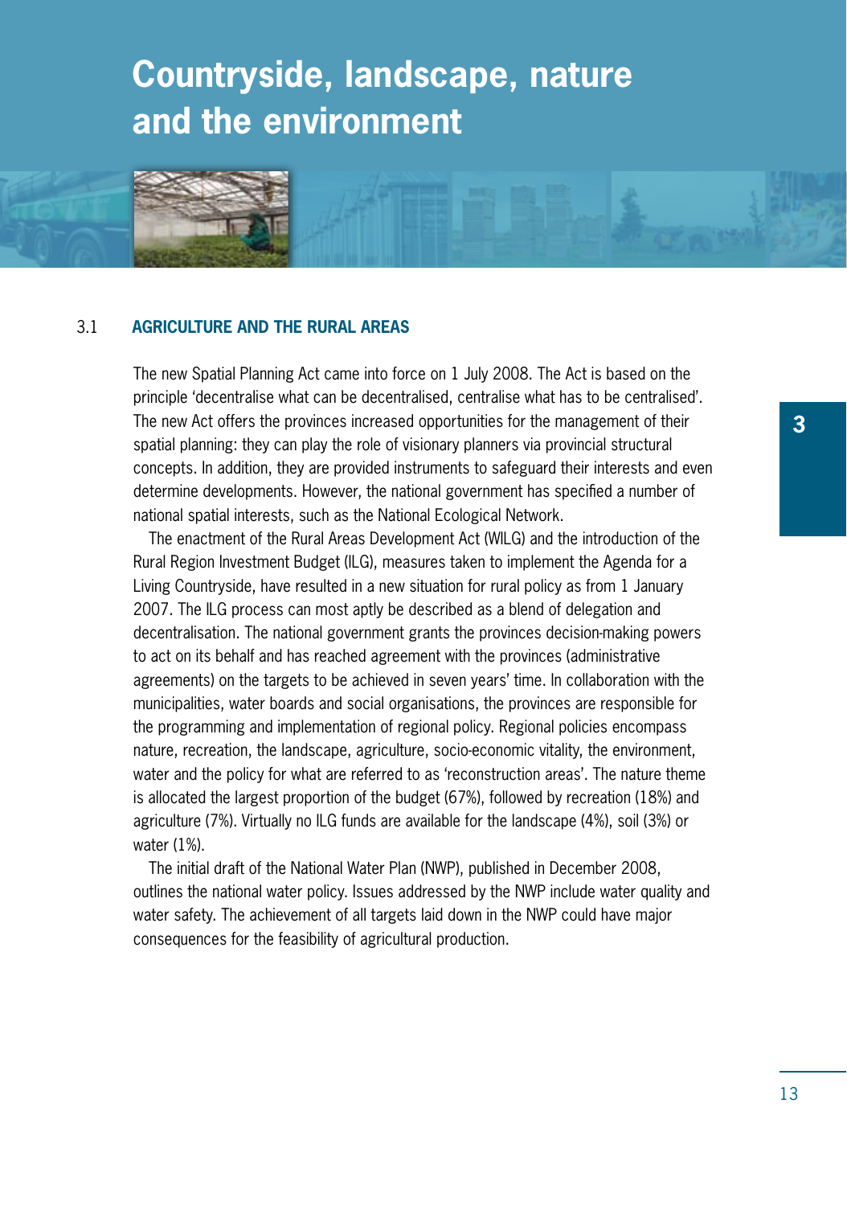# Countryside, landscape, nature and the environment

## 3.1 AGRICULTURE AND THE RURAL AREAS

The new Spatial Planning Act came into force on 1 July 2008. The Act is based on the principle 'decentralise what can be decentralised, centralise what has to be centralised'. The new Act offers the provinces increased opportunities for the management of their spatial planning: they can play the role of visionary planners via provincial structural concepts. In addition, they are provided instruments to safeguard their interests and even determine developments. However, the national government has specified a number of national spatial interests, such as the National Ecological Network.

The enactment of the Rural Areas Development Act (WILG) and the introduction of the Rural Region Investment Budget (ILG), measures taken to implement the Agenda for a Living Countryside, have resulted in a new situation for rural policy as from 1 January 2007. The ILG process can most aptly be described as a blend of delegation and decentralisation. The national government grants the provinces decision-making powers to act on its behalf and has reached agreement with the provinces (administrative agreements) on the targets to be achieved in seven years' time. In collaboration with the municipalities, water boards and social organisations, the provinces are responsible for the programming and implementation of regional policy. Regional policies encompass nature, recreation, the landscape, agriculture, socio-economic vitality, the environment, water and the policy for what are referred to as 'reconstruction areas'. The nature theme is allocated the largest proportion of the budget (67%), followed by recreation (18%) and agriculture (7%). Virtually no ILG funds are available for the landscape (4%), soil (3%) or water (1%).

The initial draft of the National Water Plan (NWP), published in December 2008, outlines the national water policy. Issues addressed by the NWP include water quality and water safety. The achievement of all targets laid down in the NWP could have major consequences for the feasibility of agricultural production.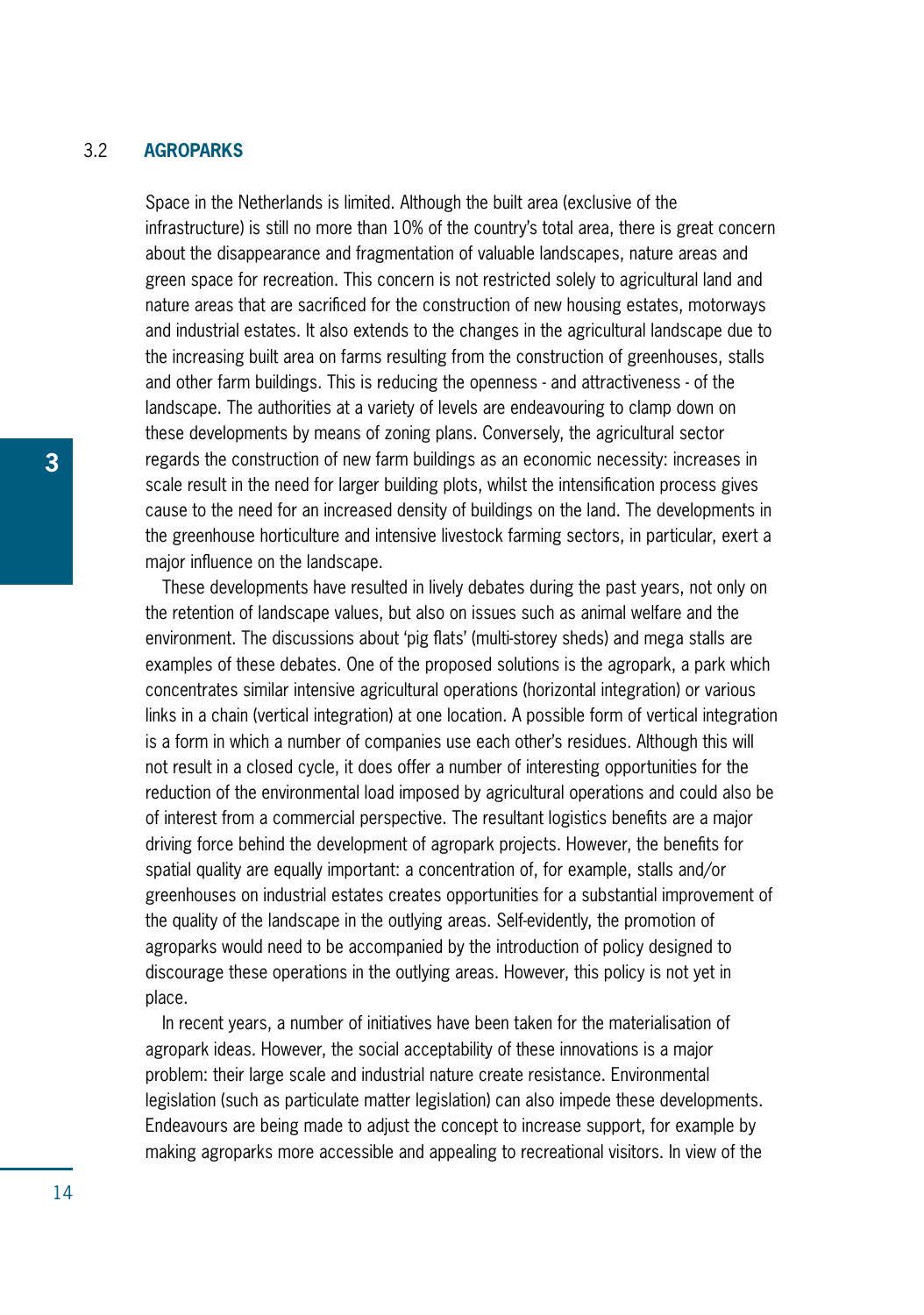## 3.2 AGROPARKS

Space in the Netherlands is limited. Although the built area (exclusive of the infrastructure) is still no more than 10% of the country's total area, there is great concern about the disappearance and fragmentation of valuable landscapes, nature areas and green space for recreation. This concern is not restricted solely to agricultural land and nature areas that are sacrificed for the construction of new housing estates, motorways and industrial estates. It also extends to the changes in the agricultural landscape due to the increasing built area on farms resulting from the construction of greenhouses, stalls and other farm buildings. This is reducing the openness - and attractiveness - of the landscape. The authorities at a variety of levels are endeavouring to clamp down on these developments by means of zoning plans. Conversely, the agricultural sector regards the construction of new farm buildings as an economic necessity: increases in scale result in the need for larger building plots, whilst the intensification process gives cause to the need for an increased density of buildings on the land. The developments in the greenhouse horticulture and intensive livestock farming sectors, in particular, exert a major influence on the landscape.

These developments have resulted in lively debates during the past years, not only on the retention of landscape values, but also on issues such as animal welfare and the environment. The discussions about 'pig flats' (multi-storey sheds) and mega stalls are examples of these debates. One of the proposed solutions is the agropark, a park which concentrates similar intensive agricultural operations (horizontal integration) or various links in a chain (vertical integration) at one location. A possible form of vertical integration is a form in which a number of companies use each other's residues. Although this will not result in a closed cycle, it does offer a number of interesting opportunities for the reduction of the environmental load imposed by agricultural operations and could also be of interest from a commercial perspective. The resultant logistics benefits are a major driving force behind the development of agropark projects. However, the benefits for spatial quality are equally important: a concentration of, for example, stalls and/or greenhouses on industrial estates creates opportunities for a substantial improvement of the quality of the landscape in the outlying areas. Self-evidently, the promotion of agroparks would need to be accompanied by the introduction of policy designed to discourage these operations in the outlying areas. However, this policy is not yet in place.

In recent years, a number of initiatives have been taken for the materialisation of agropark ideas. However, the social acceptability of these innovations is a major problem: their large scale and industrial nature create resistance. Environmental legislation (such as particulate matter legislation) can also impede these developments. Endeavours are being made to adjust the concept to increase support, for example by making agroparks more accessible and appealing to recreational visitors. In view of the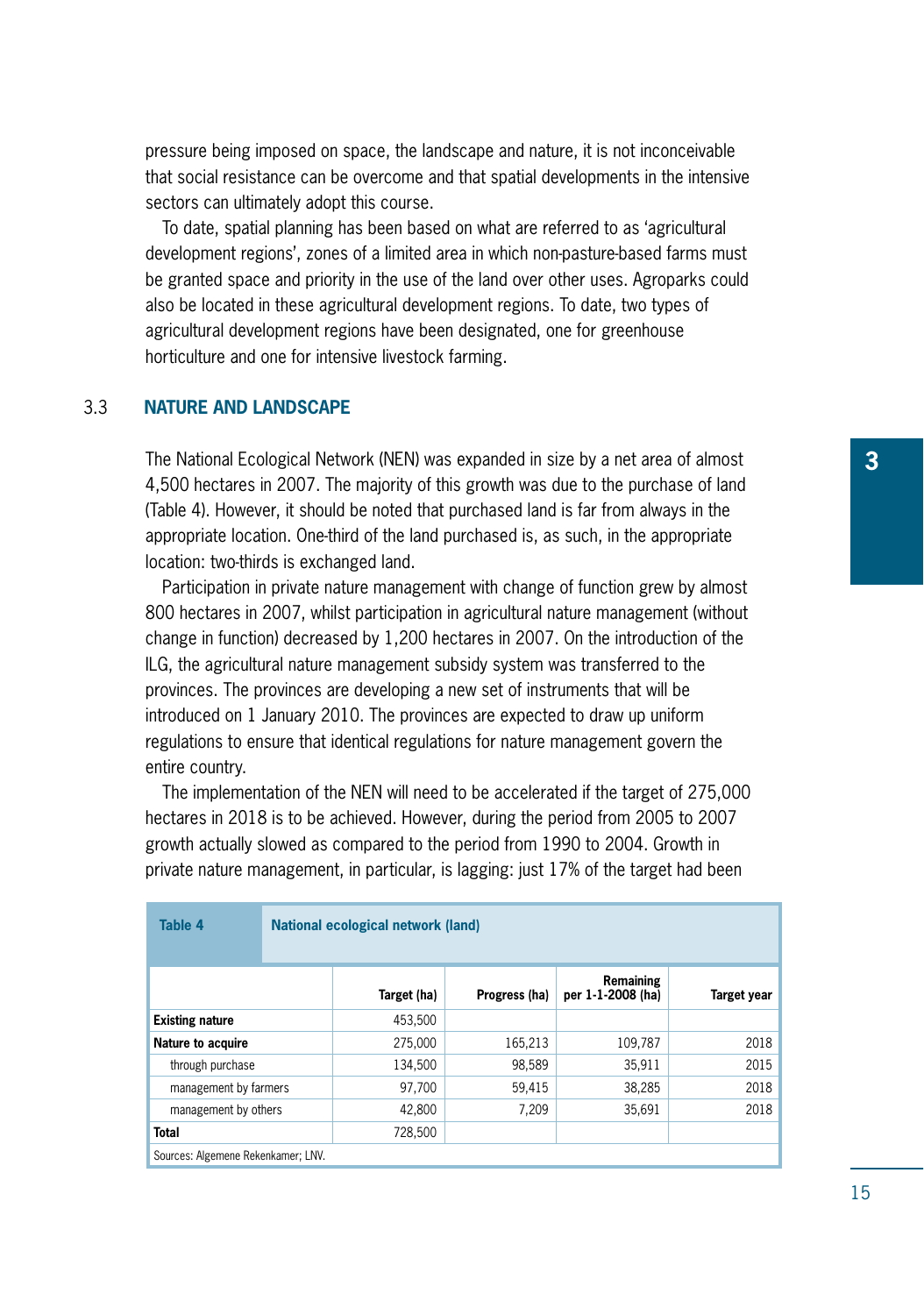pressure being imposed on space, the landscape and nature, it is not inconceivable that social resistance can be overcome and that spatial developments in the intensive sectors can ultimately adopt this course.

To date, spatial planning has been based on what are referred to as 'agricultural development regions', zones of a limited area in which non-pasture-based farms must be granted space and priority in the use of the land over other uses. Agroparks could also be located in these agricultural development regions. To date, two types of agricultural development regions have been designated, one for greenhouse horticulture and one for intensive livestock farming.

## 3.3 NATURE AND LANDSCAPE

The National Ecological Network (NEN) was expanded in size by a net area of almost 4,500 hectares in 2007. The majority of this growth was due to the purchase of land (Table 4). However, it should be noted that purchased land is far from always in the appropriate location. One-third of the land purchased is, as such, in the appropriate location: two-thirds is exchanged land.

Participation in private nature management with change of function grew by almost 800 hectares in 2007, whilst participation in agricultural nature management (without change in function) decreased by 1,200 hectares in 2007. On the introduction of the ILG, the agricultural nature management subsidy system was transferred to the provinces. The provinces are developing a new set of instruments that will be introduced on 1 January 2010. The provinces are expected to draw up uniform regulations to ensure that identical regulations for nature management govern the entire country.

The implementation of the NEN will need to be accelerated if the target of 275,000 hectares in 2018 is to be achieved. However, during the period from 2005 to 2007 growth actually slowed as compared to the period from 1990 to 2004. Growth in private nature management, in particular, is lagging: just 17% of the target had been

**Table 4 National ecological network (land)**

| | Target (ha) | Progress (ha) | Remaining per 1-1-2008 (ha) | Target year |
|---|---|---|---|---|
| **Existing nature** | 453,500 | | | |
| **Nature to acquire** | 275,000 | 165,213 | 109,787 | 2018 |
| through purchase | 134,500 | 98,589 | 35,911 | 2015 |
| management by farmers | 97,700 | 59,415 | 38,285 | 2018 |
| management by others | 42,800 | 7,209 | 35,691 | 2018 |
| **Total** | 728,500 | | | |

Sources: Algemene Rekenkamer; LNV.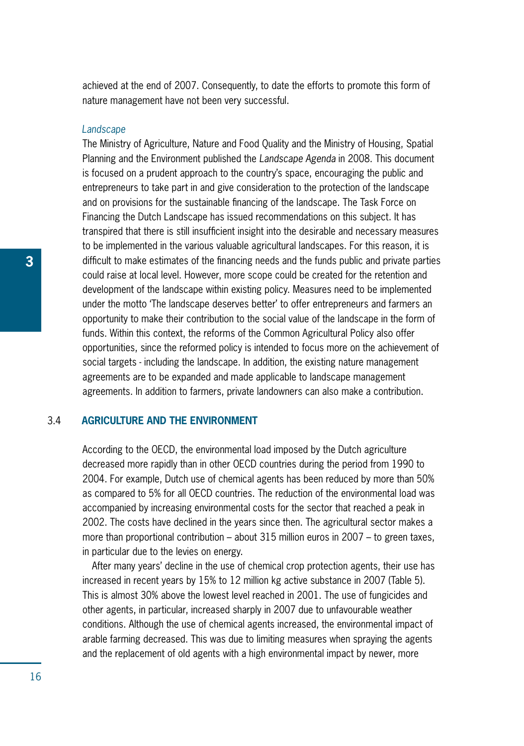achieved at the end of 2007. Consequently, to date the efforts to promote this form of nature management have not been very successful.

*Landscape*

The Ministry of Agriculture, Nature and Food Quality and the Ministry of Housing, Spatial Planning and the Environment published the *Landscape Agenda* in 2008. This document is focused on a prudent approach to the country's space, encouraging the public and entrepreneurs to take part in and give consideration to the protection of the landscape and on provisions for the sustainable financing of the landscape. The Task Force on Financing the Dutch Landscape has issued recommendations on this subject. It has transpired that there is still insufficient insight into the desirable and necessary measures to be implemented in the various valuable agricultural landscapes. For this reason, it is difficult to make estimates of the financing needs and the funds public and private parties could raise at local level. However, more scope could be created for the retention and development of the landscape within existing policy. Measures need to be implemented under the motto 'The landscape deserves better' to offer entrepreneurs and farmers an opportunity to make their contribution to the social value of the landscape in the form of funds. Within this context, the reforms of the Common Agricultural Policy also offer opportunities, since the reformed policy is intended to focus more on the achievement of social targets - including the landscape. In addition, the existing nature management agreements are to be expanded and made applicable to landscape management agreements. In addition to farmers, private landowners can also make a contribution.

## 3.4 AGRICULTURE AND THE ENVIRONMENT

According to the OECD, the environmental load imposed by the Dutch agriculture decreased more rapidly than in other OECD countries during the period from 1990 to 2004. For example, Dutch use of chemical agents has been reduced by more than 50% as compared to 5% for all OECD countries. The reduction of the environmental load was accompanied by increasing environmental costs for the sector that reached a peak in 2002. The costs have declined in the years since then. The agricultural sector makes a more than proportional contribution – about 315 million euros in 2007 – to green taxes, in particular due to the levies on energy.

After many years' decline in the use of chemical crop protection agents, their use has increased in recent years by 15% to 12 million kg active substance in 2007 (Table 5). This is almost 30% above the lowest level reached in 2001. The use of fungicides and other agents, in particular, increased sharply in 2007 due to unfavourable weather conditions. Although the use of chemical agents increased, the environmental impact of arable farming decreased. This was due to limiting measures when spraying the agents and the replacement of old agents with a high environmental impact by newer, more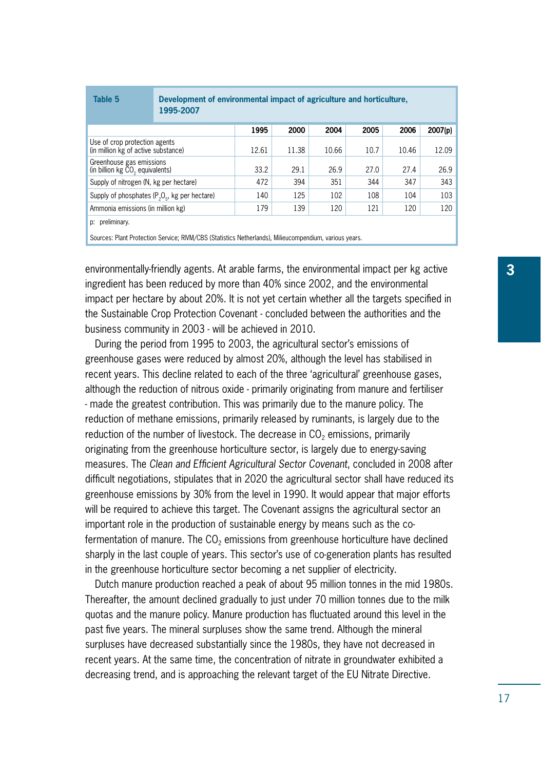**Table 5** Development of environmental impact of agriculture and horticulture, 1995-2007

| | 1995 | 2000 | 2004 | 2005 | 2006 | 2007(p) |
|---|---|---|---|---|---|---|
| Use of crop protection agents (in million kg of active substance) | 12.61 | 11.38 | 10.66 | 10.7 | 10.46 | 12.09 |
| Greenhouse gas emissions (in billion kg $CO_2$ equivalents) | 33.2 | 29.1 | 26.9 | 27.0 | 27.4 | 26.9 |
| Supply of nitrogen (N, kg per hectare) | 472 | 394 | 351 | 344 | 347 | 343 |
| Supply of phosphates ($P_2O_5$, kg per hectare) | 140 | 125 | 102 | 108 | 104 | 103 |
| Ammonia emissions (in million kg) | 179 | 139 | 120 | 121 | 120 | 120 |

p: preliminary.

Sources: Plant Protection Service; RIVM/CBS (Statistics Netherlands), Milieucompendium, various years.

environmentally-friendly agents. At arable farms, the environmental impact per kg active ingredient has been reduced by more than 40% since 2002, and the environmental impact per hectare by about 20%. It is not yet certain whether all the targets specified in the Sustainable Crop Protection Covenant - concluded between the authorities and the business community in 2003 - will be achieved in 2010.

During the period from 1995 to 2003, the agricultural sector's emissions of greenhouse gases were reduced by almost 20%, although the level has stabilised in recent years. This decline related to each of the three 'agricultural' greenhouse gases, although the reduction of nitrous oxide - primarily originating from manure and fertiliser - made the greatest contribution. This was primarily due to the manure policy. The reduction of methane emissions, primarily released by ruminants, is largely due to the reduction of the number of livestock. The decrease in $CO_2$ emissions, primarily originating from the greenhouse horticulture sector, is largely due to energy-saving measures. The *Clean and Efficient Agricultural Sector Covenant*, concluded in 2008 after difficult negotiations, stipulates that in 2020 the agricultural sector shall have reduced its greenhouse emissions by 30% from the level in 1990. It would appear that major efforts will be required to achieve this target. The Covenant assigns the agricultural sector an important role in the production of sustainable energy by means such as the co-fermentation of manure. The $CO_2$ emissions from greenhouse horticulture have declined sharply in the last couple of years. This sector's use of co-generation plants has resulted in the greenhouse horticulture sector becoming a net supplier of electricity.

Dutch manure production reached a peak of about 95 million tonnes in the mid 1980s. Thereafter, the amount declined gradually to just under 70 million tonnes due to the milk quotas and the manure policy. Manure production has fluctuated around this level in the past five years. The mineral surpluses show the same trend. Although the mineral surpluses have decreased substantially since the 1980s, they have not decreased in recent years. At the same time, the concentration of nitrate in groundwater exhibited a decreasing trend, and is approaching the relevant target of the EU Nitrate Directive.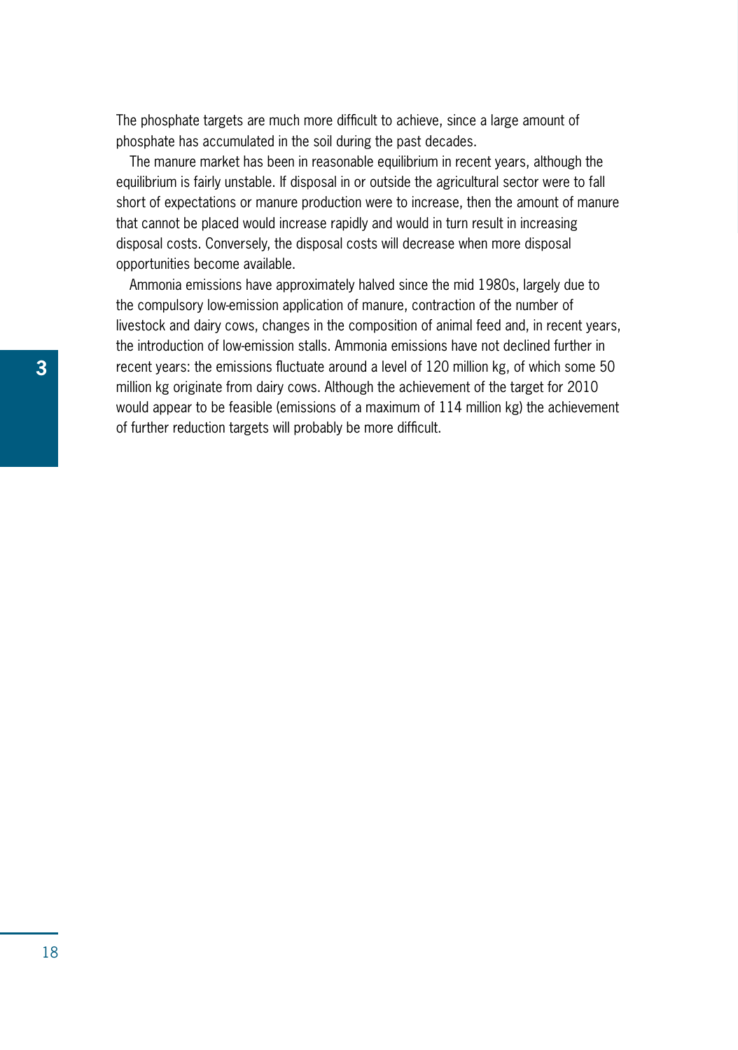The phosphate targets are much more difficult to achieve, since a large amount of phosphate has accumulated in the soil during the past decades.

The manure market has been in reasonable equilibrium in recent years, although the equilibrium is fairly unstable. If disposal in or outside the agricultural sector were to fall short of expectations or manure production were to increase, then the amount of manure that cannot be placed would increase rapidly and would in turn result in increasing disposal costs. Conversely, the disposal costs will decrease when more disposal opportunities become available.

Ammonia emissions have approximately halved since the mid 1980s, largely due to the compulsory low-emission application of manure, contraction of the number of livestock and dairy cows, changes in the composition of animal feed and, in recent years, the introduction of low-emission stalls. Ammonia emissions have not declined further in recent years: the emissions fluctuate around a level of 120 million kg, of which some 50 million kg originate from dairy cows. Although the achievement of the target for 2010 would appear to be feasible (emissions of a maximum of 114 million kg) the achievement of further reduction targets will probably be more difficult.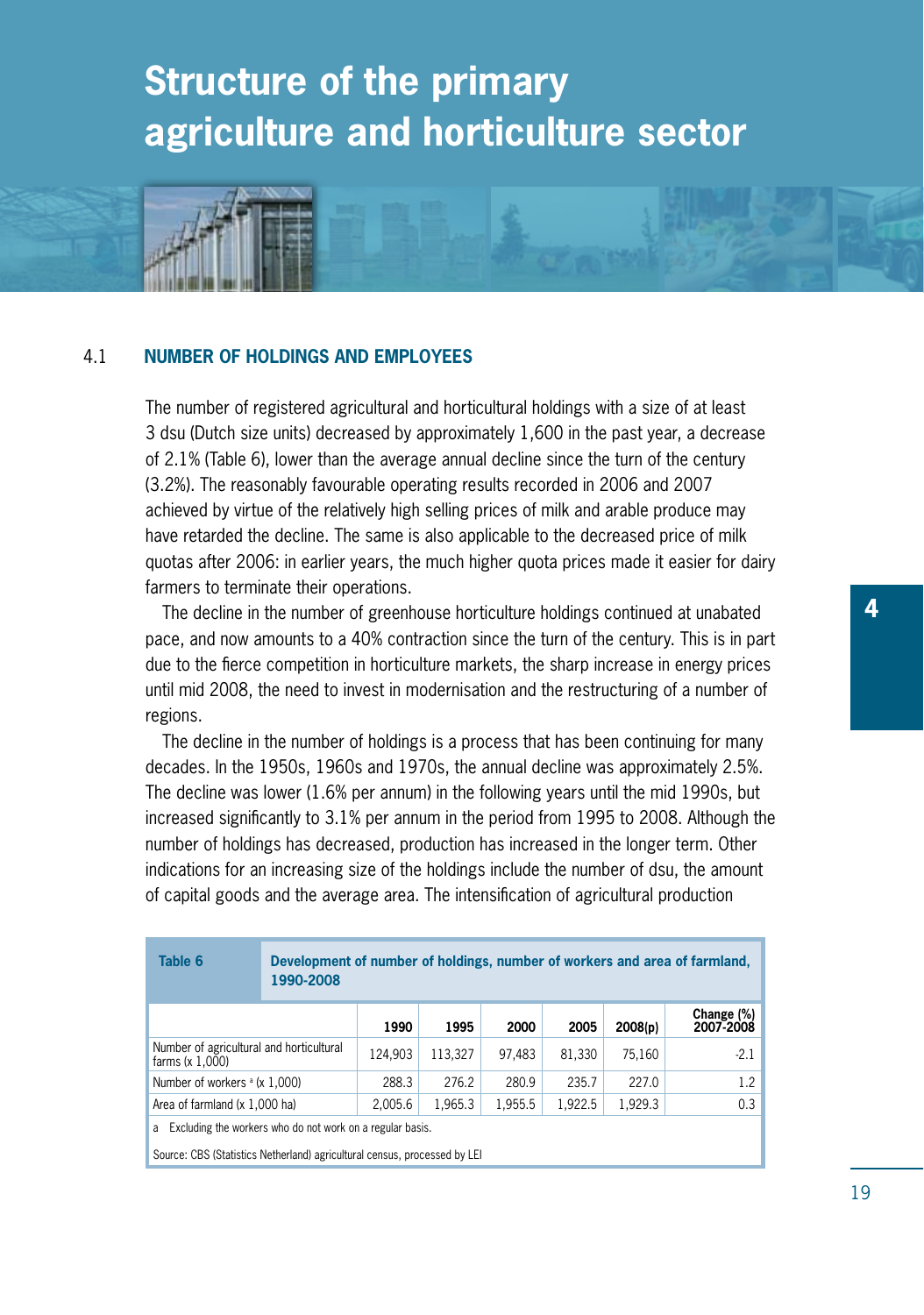# Structure of the primary agriculture and horticulture sector

## 4.1 NUMBER OF HOLDINGS AND EMPLOYEES

The number of registered agricultural and horticultural holdings with a size of at least 3 dsu (Dutch size units) decreased by approximately 1,600 in the past year, a decrease of 2.1% (Table 6), lower than the average annual decline since the turn of the century (3.2%). The reasonably favourable operating results recorded in 2006 and 2007 achieved by virtue of the relatively high selling prices of milk and arable produce may have retarded the decline. The same is also applicable to the decreased price of milk quotas after 2006: in earlier years, the much higher quota prices made it easier for dairy farmers to terminate their operations.

The decline in the number of greenhouse horticulture holdings continued at unabated pace, and now amounts to a 40% contraction since the turn of the century. This is in part due to the fierce competition in horticulture markets, the sharp increase in energy prices until mid 2008, the need to invest in modernisation and the restructuring of a number of regions.

The decline in the number of holdings is a process that has been continuing for many decades. In the 1950s, 1960s and 1970s, the annual decline was approximately 2.5%. The decline was lower (1.6% per annum) in the following years until the mid 1990s, but increased significantly to 3.1% per annum in the period from 1995 to 2008. Although the number of holdings has decreased, production has increased in the longer term. Other indications for an increasing size of the holdings include the number of dsu, the amount of capital goods and the average area. The intensification of agricultural production

**Table 6 Development of number of holdings, number of workers and area of farmland, 1990-2008**

| | 1990 | 1995 | 2000 | 2005 | 2008(p) | Change (%) 2007-2008 |
|---|---|---|---|---|---|---|
| Number of agricultural and horticultural farms (x 1,000) | 124,903 | 113,327 | 97,483 | 81,330 | 75,160 | -2.1 |
| Number of workers [a] (x 1,000) | 288.3 | 276.2 | 280.9 | 235.7 | 227.0 | 1.2 |
| Area of farmland (x 1,000 ha) | 2,005.6 | 1,965.3 | 1,955.5 | 1,922.5 | 1,929.3 | 0.3 |

a Excluding the workers who do not work on a regular basis.

Source: CBS (Statistics Netherland) agricultural census, processed by LEI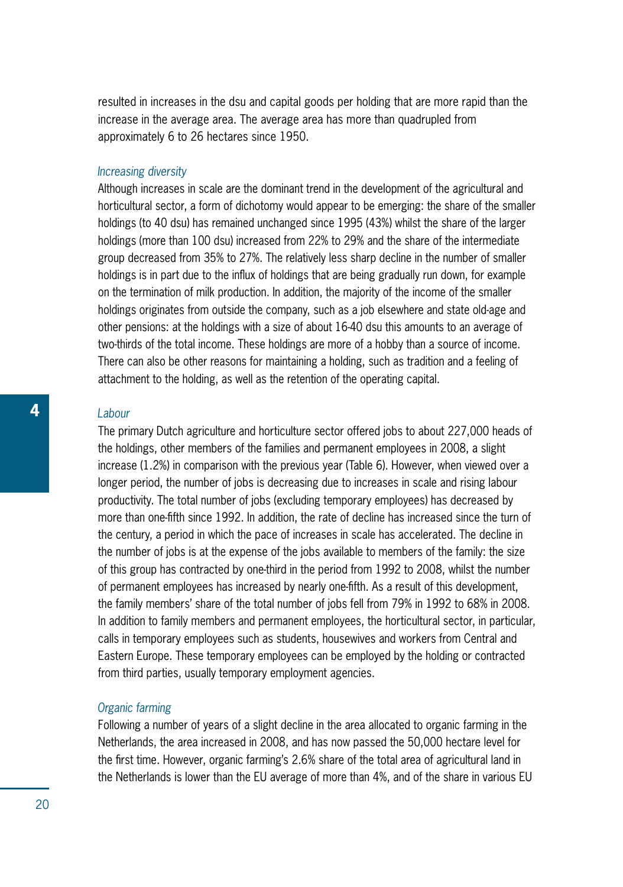resulted in increases in the dsu and capital goods per holding that are more rapid than the increase in the average area. The average area has more than quadrupled from approximately 6 to 26 hectares since 1950.

### *Increasing diversity*

Although increases in scale are the dominant trend in the development of the agricultural and horticultural sector, a form of dichotomy would appear to be emerging: the share of the smaller holdings (to 40 dsu) has remained unchanged since 1995 (43%) whilst the share of the larger holdings (more than 100 dsu) increased from 22% to 29% and the share of the intermediate group decreased from 35% to 27%. The relatively less sharp decline in the number of smaller holdings is in part due to the influx of holdings that are being gradually run down, for example on the termination of milk production. In addition, the majority of the income of the smaller holdings originates from outside the company, such as a job elsewhere and state old-age and other pensions: at the holdings with a size of about 16-40 dsu this amounts to an average of two-thirds of the total income. These holdings are more of a hobby than a source of income. There can also be other reasons for maintaining a holding, such as tradition and a feeling of attachment to the holding, as well as the retention of the operating capital.

### *Labour*

The primary Dutch agriculture and horticulture sector offered jobs to about 227,000 heads of the holdings, other members of the families and permanent employees in 2008, a slight increase (1.2%) in comparison with the previous year (Table 6). However, when viewed over a longer period, the number of jobs is decreasing due to increases in scale and rising labour productivity. The total number of jobs (excluding temporary employees) has decreased by more than one-fifth since 1992. In addition, the rate of decline has increased since the turn of the century, a period in which the pace of increases in scale has accelerated. The decline in the number of jobs is at the expense of the jobs available to members of the family: the size of this group has contracted by one-third in the period from 1992 to 2008, whilst the number of permanent employees has increased by nearly one-fifth. As a result of this development, the family members' share of the total number of jobs fell from 79% in 1992 to 68% in 2008. In addition to family members and permanent employees, the horticultural sector, in particular, calls in temporary employees such as students, housewives and workers from Central and Eastern Europe. These temporary employees can be employed by the holding or contracted from third parties, usually temporary employment agencies.

### *Organic farming*

Following a number of years of a slight decline in the area allocated to organic farming in the Netherlands, the area increased in 2008, and has now passed the 50,000 hectare level for the first time. However, organic farming's 2.6% share of the total area of agricultural land in the Netherlands is lower than the EU average of more than 4%, and of the share in various EU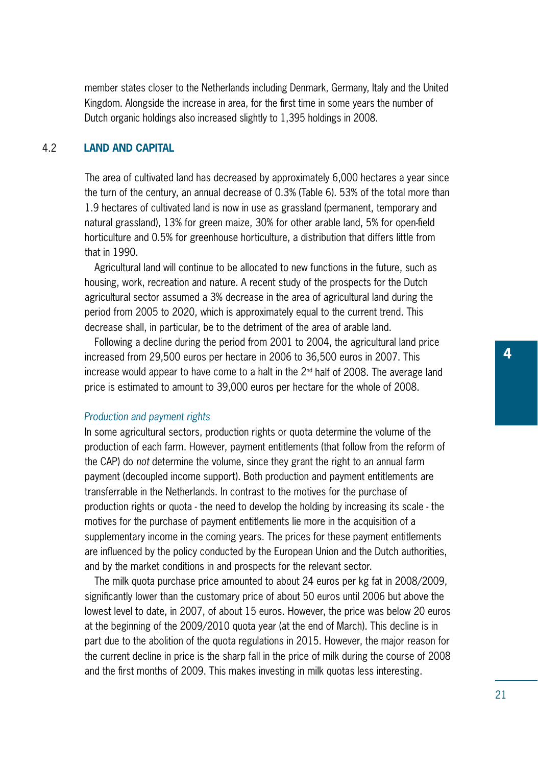member states closer to the Netherlands including Denmark, Germany, Italy and the United Kingdom. Alongside the increase in area, for the first time in some years the number of Dutch organic holdings also increased slightly to 1,395 holdings in 2008.

## 4.2 LAND AND CAPITAL

The area of cultivated land has decreased by approximately 6,000 hectares a year since the turn of the century, an annual decrease of 0.3% (Table 6). 53% of the total more than 1.9 hectares of cultivated land is now in use as grassland (permanent, temporary and natural grassland), 13% for green maize, 30% for other arable land, 5% for open-field horticulture and 0.5% for greenhouse horticulture, a distribution that differs little from that in 1990.

Agricultural land will continue to be allocated to new functions in the future, such as housing, work, recreation and nature. A recent study of the prospects for the Dutch agricultural sector assumed a 3% decrease in the area of agricultural land during the period from 2005 to 2020, which is approximately equal to the current trend. This decrease shall, in particular, be to the detriment of the area of arable land.

Following a decline during the period from 2001 to 2004, the agricultural land price increased from 29,500 euros per hectare in 2006 to 36,500 euros in 2007. This increase would appear to have come to a halt in the 2nd half of 2008. The average land price is estimated to amount to 39,000 euros per hectare for the whole of 2008.

### *Production and payment rights*

In some agricultural sectors, production rights or quota determine the volume of the production of each farm. However, payment entitlements (that follow from the reform of the CAP) do *not* determine the volume, since they grant the right to an annual farm payment (decoupled income support). Both production and payment entitlements are transferrable in the Netherlands. In contrast to the motives for the purchase of production rights or quota - the need to develop the holding by increasing its scale - the motives for the purchase of payment entitlements lie more in the acquisition of a supplementary income in the coming years. The prices for these payment entitlements are influenced by the policy conducted by the European Union and the Dutch authorities, and by the market conditions in and prospects for the relevant sector.

The milk quota purchase price amounted to about 24 euros per kg fat in 2008/2009, significantly lower than the customary price of about 50 euros until 2006 but above the lowest level to date, in 2007, of about 15 euros. However, the price was below 20 euros at the beginning of the 2009/2010 quota year (at the end of March). This decline is in part due to the abolition of the quota regulations in 2015. However, the major reason for the current decline in price is the sharp fall in the price of milk during the course of 2008 and the first months of 2009. This makes investing in milk quotas less interesting.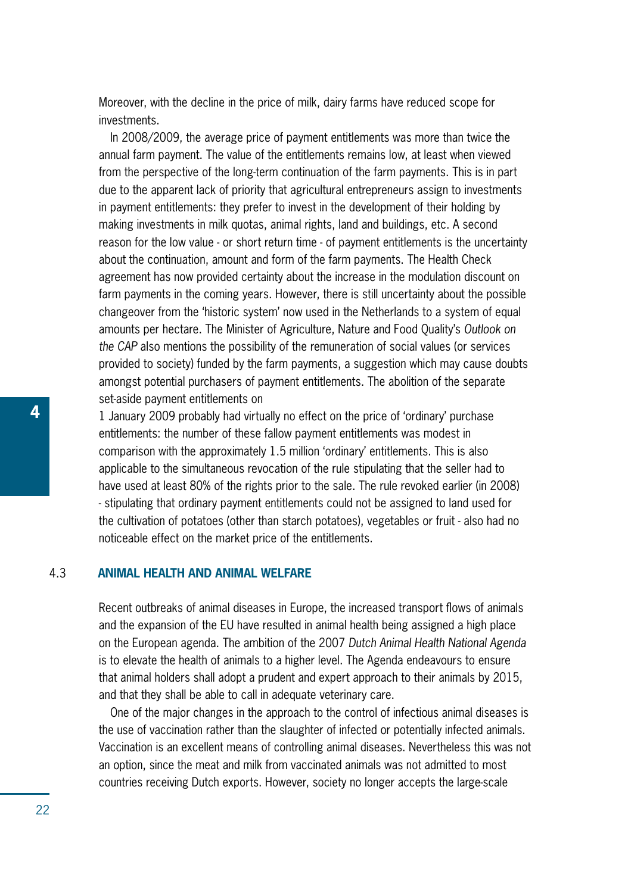Moreover, with the decline in the price of milk, dairy farms have reduced scope for investments.

In 2008/2009, the average price of payment entitlements was more than twice the annual farm payment. The value of the entitlements remains low, at least when viewed from the perspective of the long-term continuation of the farm payments. This is in part due to the apparent lack of priority that agricultural entrepreneurs assign to investments in payment entitlements: they prefer to invest in the development of their holding by making investments in milk quotas, animal rights, land and buildings, etc. A second reason for the low value - or short return time - of payment entitlements is the uncertainty about the continuation, amount and form of the farm payments. The Health Check agreement has now provided certainty about the increase in the modulation discount on farm payments in the coming years. However, there is still uncertainty about the possible changeover from the 'historic system' now used in the Netherlands to a system of equal amounts per hectare. The Minister of Agriculture, Nature and Food Quality's *Outlook on the CAP* also mentions the possibility of the remuneration of social values (or services provided to society) funded by the farm payments, a suggestion which may cause doubts amongst potential purchasers of payment entitlements. The abolition of the separate set-aside payment entitlements on 1 January 2009 probably had virtually no effect on the price of 'ordinary' purchase entitlements: the number of these fallow payment entitlements was modest in comparison with the approximately 1.5 million 'ordinary' entitlements. This is also applicable to the simultaneous revocation of the rule stipulating that the seller had to have used at least 80% of the rights prior to the sale. The rule revoked earlier (in 2008) - stipulating that ordinary payment entitlements could not be assigned to land used for the cultivation of potatoes (other than starch potatoes), vegetables or fruit - also had no noticeable effect on the market price of the entitlements.

## 4.3 ANIMAL HEALTH AND ANIMAL WELFARE

Recent outbreaks of animal diseases in Europe, the increased transport flows of animals and the expansion of the EU have resulted in animal health being assigned a high place on the European agenda. The ambition of the 2007 *Dutch Animal Health National Agenda* is to elevate the health of animals to a higher level. The Agenda endeavours to ensure that animal holders shall adopt a prudent and expert approach to their animals by 2015, and that they shall be able to call in adequate veterinary care.

One of the major changes in the approach to the control of infectious animal diseases is the use of vaccination rather than the slaughter of infected or potentially infected animals. Vaccination is an excellent means of controlling animal diseases. Nevertheless this was not an option, since the meat and milk from vaccinated animals was not admitted to most countries receiving Dutch exports. However, society no longer accepts the large-scale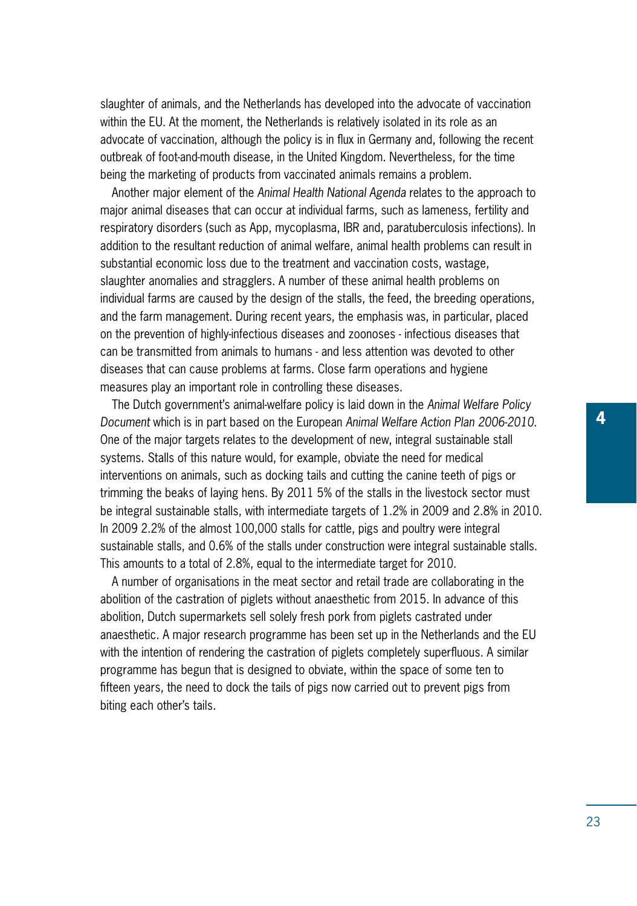slaughter of animals, and the Netherlands has developed into the advocate of vaccination within the EU. At the moment, the Netherlands is relatively isolated in its role as an advocate of vaccination, although the policy is in flux in Germany and, following the recent outbreak of foot-and-mouth disease, in the United Kingdom. Nevertheless, for the time being the marketing of products from vaccinated animals remains a problem.

Another major element of the *Animal Health National Agenda* relates to the approach to major animal diseases that can occur at individual farms, such as lameness, fertility and respiratory disorders (such as App, mycoplasma, IBR and, paratuberculosis infections). In addition to the resultant reduction of animal welfare, animal health problems can result in substantial economic loss due to the treatment and vaccination costs, wastage, slaughter anomalies and stragglers. A number of these animal health problems on individual farms are caused by the design of the stalls, the feed, the breeding operations, and the farm management. During recent years, the emphasis was, in particular, placed on the prevention of highly-infectious diseases and zoonoses - infectious diseases that can be transmitted from animals to humans - and less attention was devoted to other diseases that can cause problems at farms. Close farm operations and hygiene measures play an important role in controlling these diseases.

The Dutch government's animal-welfare policy is laid down in the *Animal Welfare Policy Document* which is in part based on the European *Animal Welfare Action Plan 2006-2010*. One of the major targets relates to the development of new, integral sustainable stall systems. Stalls of this nature would, for example, obviate the need for medical interventions on animals, such as docking tails and cutting the canine teeth of pigs or trimming the beaks of laying hens. By 2011 5% of the stalls in the livestock sector must be integral sustainable stalls, with intermediate targets of 1.2% in 2009 and 2.8% in 2010. In 2009 2.2% of the almost 100,000 stalls for cattle, pigs and poultry were integral sustainable stalls, and 0.6% of the stalls under construction were integral sustainable stalls. This amounts to a total of 2.8%, equal to the intermediate target for 2010.

A number of organisations in the meat sector and retail trade are collaborating in the abolition of the castration of piglets without anaesthetic from 2015. In advance of this abolition, Dutch supermarkets sell solely fresh pork from piglets castrated under anaesthetic. A major research programme has been set up in the Netherlands and the EU with the intention of rendering the castration of piglets completely superfluous. A similar programme has begun that is designed to obviate, within the space of some ten to fifteen years, the need to dock the tails of pigs now carried out to prevent pigs from biting each other's tails.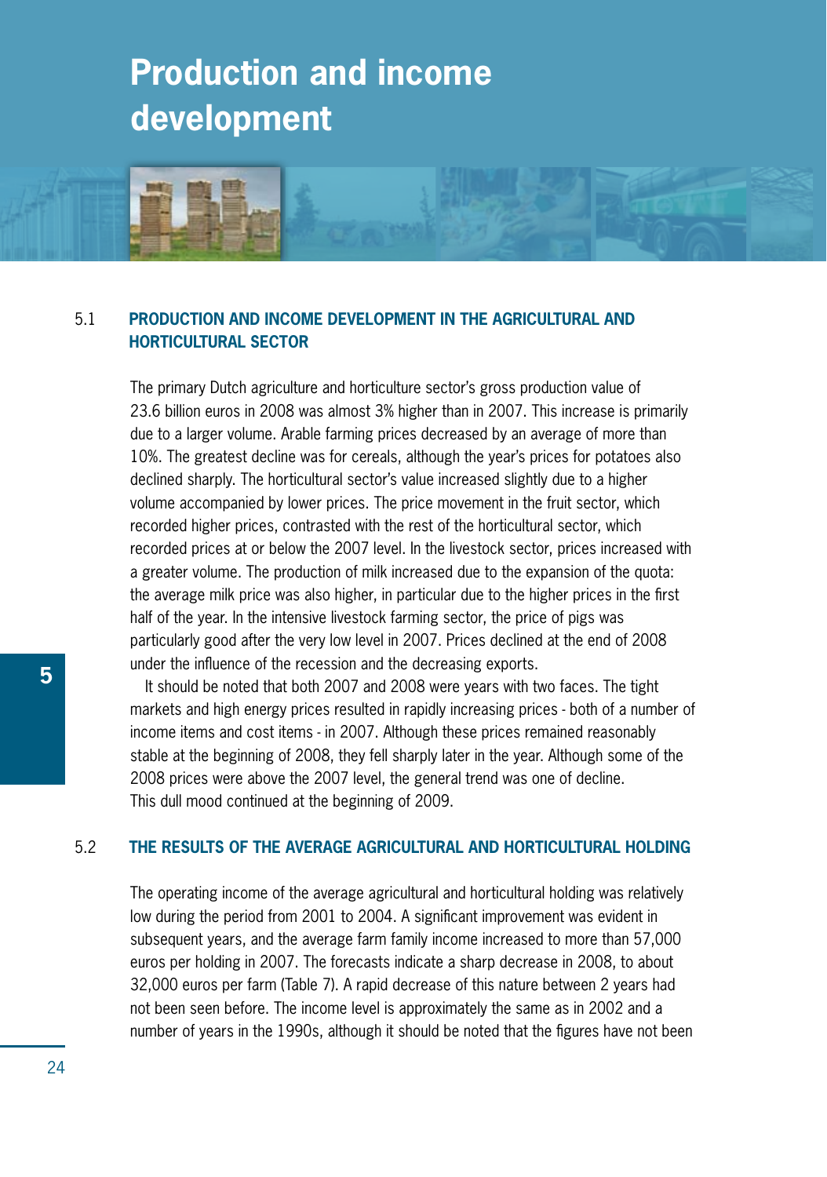# Production and income development

## 5.1 PRODUCTION AND INCOME DEVELOPMENT IN THE AGRICULTURAL AND HORTICULTURAL SECTOR

The primary Dutch agriculture and horticulture sector's gross production value of 23.6 billion euros in 2008 was almost 3% higher than in 2007. This increase is primarily due to a larger volume. Arable farming prices decreased by an average of more than 10%. The greatest decline was for cereals, although the year's prices for potatoes also declined sharply. The horticultural sector's value increased slightly due to a higher volume accompanied by lower prices. The price movement in the fruit sector, which recorded higher prices, contrasted with the rest of the horticultural sector, which recorded prices at or below the 2007 level. In the livestock sector, prices increased with a greater volume. The production of milk increased due to the expansion of the quota: the average milk price was also higher, in particular due to the higher prices in the first half of the year. In the intensive livestock farming sector, the price of pigs was particularly good after the very low level in 2007. Prices declined at the end of 2008 under the influence of the recession and the decreasing exports.

It should be noted that both 2007 and 2008 were years with two faces. The tight markets and high energy prices resulted in rapidly increasing prices - both of a number of income items and cost items - in 2007. Although these prices remained reasonably stable at the beginning of 2008, they fell sharply later in the year. Although some of the 2008 prices were above the 2007 level, the general trend was one of decline. This dull mood continued at the beginning of 2009.

## 5.2 THE RESULTS OF THE AVERAGE AGRICULTURAL AND HORTICULTURAL HOLDING

The operating income of the average agricultural and horticultural holding was relatively low during the period from 2001 to 2004. A significant improvement was evident in subsequent years, and the average farm family income increased to more than 57,000 euros per holding in 2007. The forecasts indicate a sharp decrease in 2008, to about 32,000 euros per farm (Table 7). A rapid decrease of this nature between 2 years had not been seen before. The income level is approximately the same as in 2002 and a number of years in the 1990s, although it should be noted that the figures have not been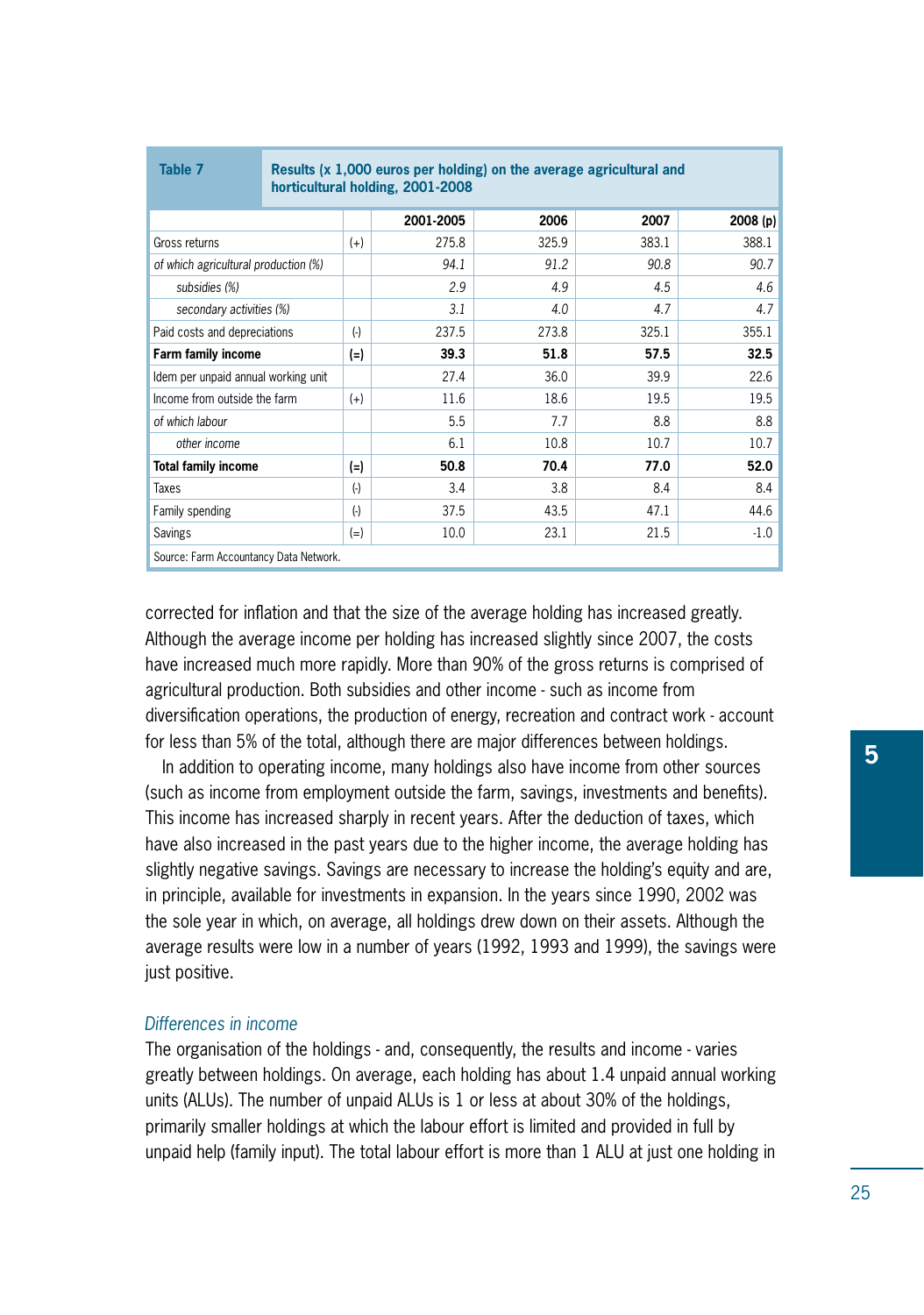| Table 7 | Results (x 1,000 euros per holding) on the average agricultural and horticultural holding, 2001-2008 | | | | |
|---|---|---|---|---|---|
| | | 2001-2005 | 2006 | 2007 | 2008 (p) |
| Gross returns | (+) | 275.8 | 325.9 | 383.1 | 388.1 |
| *of which agricultural production (%)* | | *94.1* | *91.2* | *90.8* | *90.7* |
| *subsidies (%)* | | *2.9* | *4.9* | *4.5* | *4.6* |
| *secondary activities (%)* | | *3.1* | *4.0* | *4.7* | *4.7* |
| Paid costs and depreciations | (-) | 237.5 | 273.8 | 325.1 | 355.1 |
| **Farm family income** | **(=)** | **39.3** | **51.8** | **57.5** | **32.5** |
| Idem per unpaid annual working unit | | 27.4 | 36.0 | 39.9 | 22.6 |
| Income from outside the farm | (+) | 11.6 | 18.6 | 19.5 | 19.5 |
| *of which labour* | | 5.5 | 7.7 | 8.8 | 8.8 |
| *other income* | | 6.1 | 10.8 | 10.7 | 10.7 |
| **Total family income** | **(=)** | **50.8** | **70.4** | **77.0** | **52.0** |
| Taxes | (-) | 3.4 | 3.8 | 8.4 | 8.4 |
| Family spending | (-) | 37.5 | 43.5 | 47.1 | 44.6 |
| Savings | (=) | 10.0 | 23.1 | 21.5 | -1.0 |

Source: Farm Accountancy Data Network.

corrected for inflation and that the size of the average holding has increased greatly. Although the average income per holding has increased slightly since 2007, the costs have increased much more rapidly. More than 90% of the gross returns is comprised of agricultural production. Both subsidies and other income - such as income from diversification operations, the production of energy, recreation and contract work - account for less than 5% of the total, although there are major differences between holdings.

In addition to operating income, many holdings also have income from other sources (such as income from employment outside the farm, savings, investments and benefits). This income has increased sharply in recent years. After the deduction of taxes, which have also increased in the past years due to the higher income, the average holding has slightly negative savings. Savings are necessary to increase the holding's equity and are, in principle, available for investments in expansion. In the years since 1990, 2002 was the sole year in which, on average, all holdings drew down on their assets. Although the average results were low in a number of years (1992, 1993 and 1999), the savings were just positive.

### *Differences in income*

The organisation of the holdings - and, consequently, the results and income - varies greatly between holdings. On average, each holding has about 1.4 unpaid annual working units (ALUs). The number of unpaid ALUs is 1 or less at about 30% of the holdings, primarily smaller holdings at which the labour effort is limited and provided in full by unpaid help (family input). The total labour effort is more than 1 ALU at just one holding in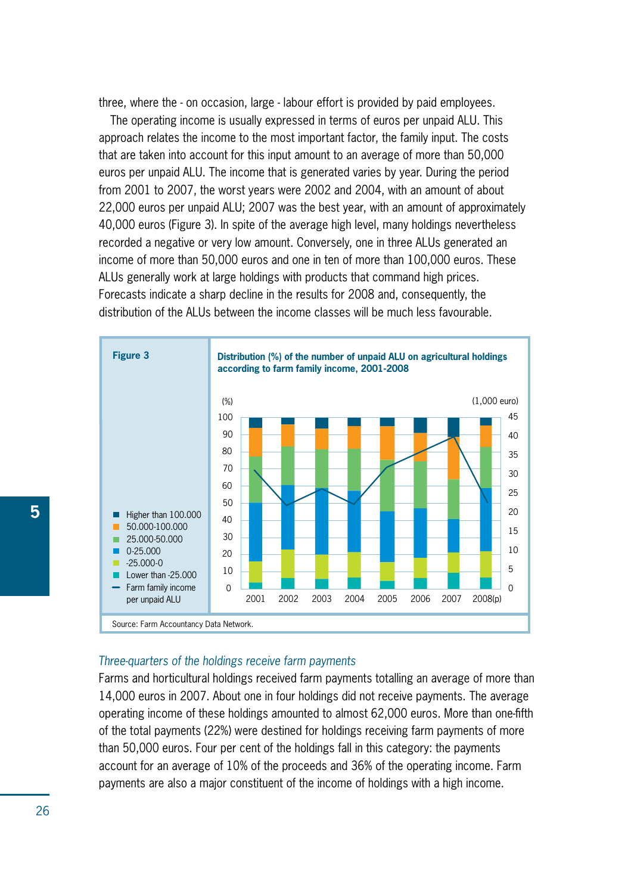three, where the - on occasion, large - labour effort is provided by paid employees.

The operating income is usually expressed in terms of euros per unpaid ALU. This approach relates the income to the most important factor, the family input. The costs that are taken into account for this input amount to an average of more than 50,000 euros per unpaid ALU. The income that is generated varies by year. During the period from 2001 to 2007, the worst years were 2002 and 2004, with an amount of about 22,000 euros per unpaid ALU; 2007 was the best year, with an amount of approximately 40,000 euros (Figure 3). In spite of the average high level, many holdings nevertheless recorded a negative or very low amount. Conversely, one in three ALUs generated an income of more than 50,000 euros and one in ten of more than 100,000 euros. These ALUs generally work at large holdings with products that command high prices. Forecasts indicate a sharp decline in the results for 2008 and, consequently, the distribution of the ALUs between the income classes will be much less favourable.

**Figure 3**

**Distribution (%) of the number of unpaid ALU on agricultural holdings according to farm family income, 2001-2008**

Source: Farm Accountancy Data Network.

*Three-quarters of the holdings receive farm payments*

Farms and horticultural holdings received farm payments totalling an average of more than 14,000 euros in 2007. About one in four holdings did not receive payments. The average operating income of these holdings amounted to almost 62,000 euros. More than one-fifth of the total payments (22%) were destined for holdings receiving farm payments of more than 50,000 euros. Four per cent of the holdings fall in this category: the payments account for an average of 10% of the proceeds and 36% of the operating income. Farm payments are also a major constituent of the income of holdings with a high income.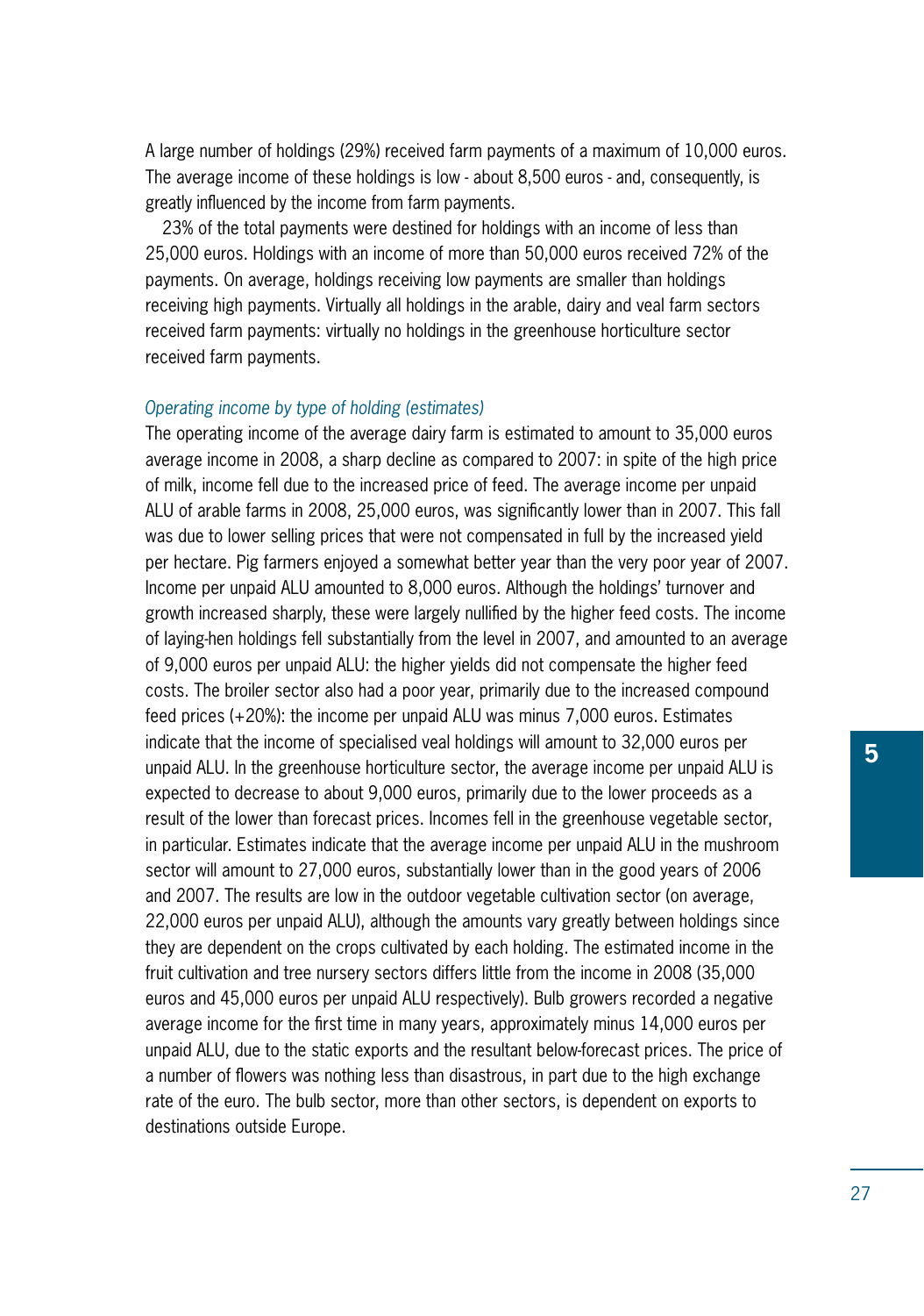A large number of holdings (29%) received farm payments of a maximum of 10,000 euros. The average income of these holdings is low - about 8,500 euros - and, consequently, is greatly influenced by the income from farm payments.

23% of the total payments were destined for holdings with an income of less than 25,000 euros. Holdings with an income of more than 50,000 euros received 72% of the payments. On average, holdings receiving low payments are smaller than holdings receiving high payments. Virtually all holdings in the arable, dairy and veal farm sectors received farm payments: virtually no holdings in the greenhouse horticulture sector received farm payments.

*Operating income by type of holding (estimates)*

The operating income of the average dairy farm is estimated to amount to 35,000 euros average income in 2008, a sharp decline as compared to 2007: in spite of the high price of milk, income fell due to the increased price of feed. The average income per unpaid ALU of arable farms in 2008, 25,000 euros, was significantly lower than in 2007. This fall was due to lower selling prices that were not compensated in full by the increased yield per hectare. Pig farmers enjoyed a somewhat better year than the very poor year of 2007. Income per unpaid ALU amounted to 8,000 euros. Although the holdings' turnover and growth increased sharply, these were largely nullified by the higher feed costs. The income of laying-hen holdings fell substantially from the level in 2007, and amounted to an average of 9,000 euros per unpaid ALU: the higher yields did not compensate the higher feed costs. The broiler sector also had a poor year, primarily due to the increased compound feed prices (+20%): the income per unpaid ALU was minus 7,000 euros. Estimates indicate that the income of specialised veal holdings will amount to 32,000 euros per unpaid ALU. In the greenhouse horticulture sector, the average income per unpaid ALU is expected to decrease to about 9,000 euros, primarily due to the lower proceeds as a result of the lower than forecast prices. Incomes fell in the greenhouse vegetable sector, in particular. Estimates indicate that the average income per unpaid ALU in the mushroom sector will amount to 27,000 euros, substantially lower than in the good years of 2006 and 2007. The results are low in the outdoor vegetable cultivation sector (on average, 22,000 euros per unpaid ALU), although the amounts vary greatly between holdings since they are dependent on the crops cultivated by each holding. The estimated income in the fruit cultivation and tree nursery sectors differs little from the income in 2008 (35,000 euros and 45,000 euros per unpaid ALU respectively). Bulb growers recorded a negative average income for the first time in many years, approximately minus 14,000 euros per unpaid ALU, due to the static exports and the resultant below-forecast prices. The price of a number of flowers was nothing less than disastrous, in part due to the high exchange rate of the euro. The bulb sector, more than other sectors, is dependent on exports to destinations outside Europe.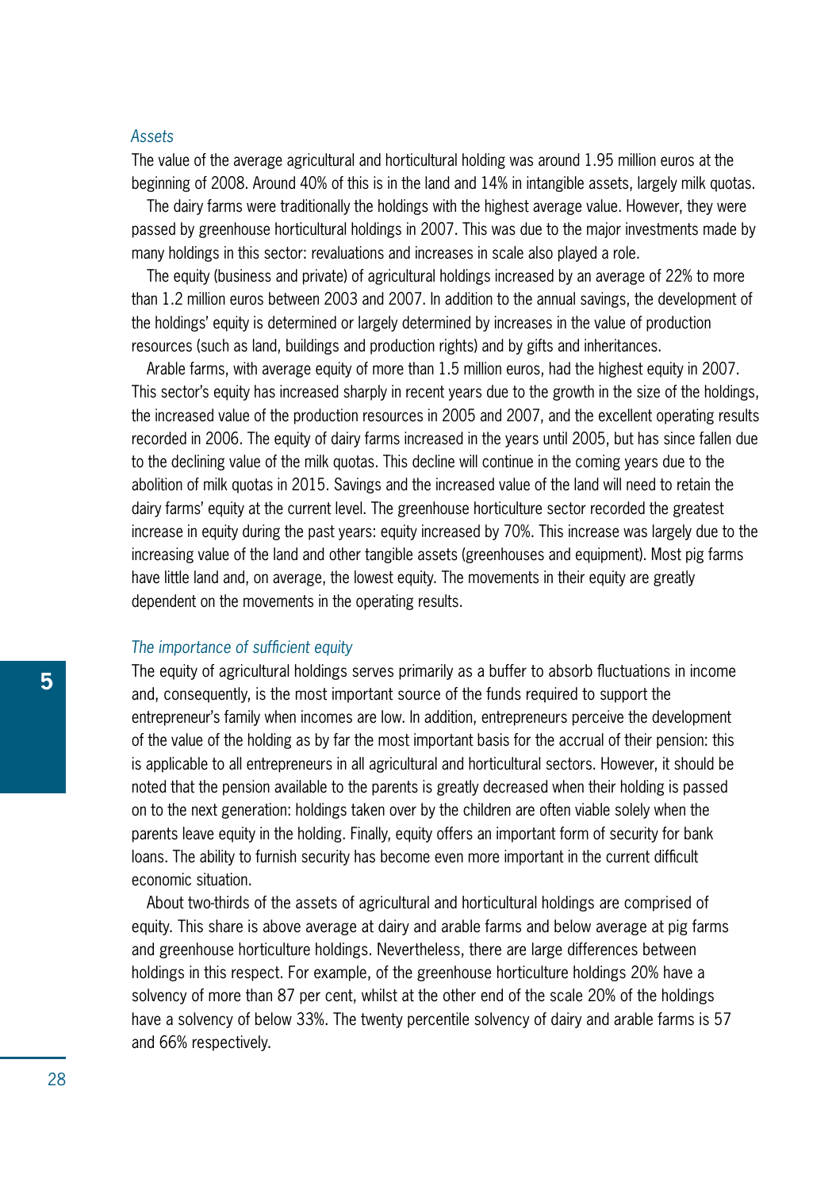### *Assets*

The value of the average agricultural and horticultural holding was around 1.95 million euros at the beginning of 2008. Around 40% of this is in the land and 14% in intangible assets, largely milk quotas.

The dairy farms were traditionally the holdings with the highest average value. However, they were passed by greenhouse horticultural holdings in 2007. This was due to the major investments made by many holdings in this sector: revaluations and increases in scale also played a role.

The equity (business and private) of agricultural holdings increased by an average of 22% to more than 1.2 million euros between 2003 and 2007. In addition to the annual savings, the development of the holdings' equity is determined or largely determined by increases in the value of production resources (such as land, buildings and production rights) and by gifts and inheritances.

Arable farms, with average equity of more than 1.5 million euros, had the highest equity in 2007. This sector's equity has increased sharply in recent years due to the growth in the size of the holdings, the increased value of the production resources in 2005 and 2007, and the excellent operating results recorded in 2006. The equity of dairy farms increased in the years until 2005, but has since fallen due to the declining value of the milk quotas. This decline will continue in the coming years due to the abolition of milk quotas in 2015. Savings and the increased value of the land will need to retain the dairy farms' equity at the current level. The greenhouse horticulture sector recorded the greatest increase in equity during the past years: equity increased by 70%. This increase was largely due to the increasing value of the land and other tangible assets (greenhouses and equipment). Most pig farms have little land and, on average, the lowest equity. The movements in their equity are greatly dependent on the movements in the operating results.

### *The importance of sufficient equity*

The equity of agricultural holdings serves primarily as a buffer to absorb fluctuations in income and, consequently, is the most important source of the funds required to support the entrepreneur's family when incomes are low. In addition, entrepreneurs perceive the development of the value of the holding as by far the most important basis for the accrual of their pension: this is applicable to all entrepreneurs in all agricultural and horticultural sectors. However, it should be noted that the pension available to the parents is greatly decreased when their holding is passed on to the next generation: holdings taken over by the children are often viable solely when the parents leave equity in the holding. Finally, equity offers an important form of security for bank loans. The ability to furnish security has become even more important in the current difficult economic situation.

About two-thirds of the assets of agricultural and horticultural holdings are comprised of equity. This share is above average at dairy and arable farms and below average at pig farms and greenhouse horticulture holdings. Nevertheless, there are large differences between holdings in this respect. For example, of the greenhouse horticulture holdings 20% have a solvency of more than 87 per cent, whilst at the other end of the scale 20% of the holdings have a solvency of below 33%. The twenty percentile solvency of dairy and arable farms is 57 and 66% respectively.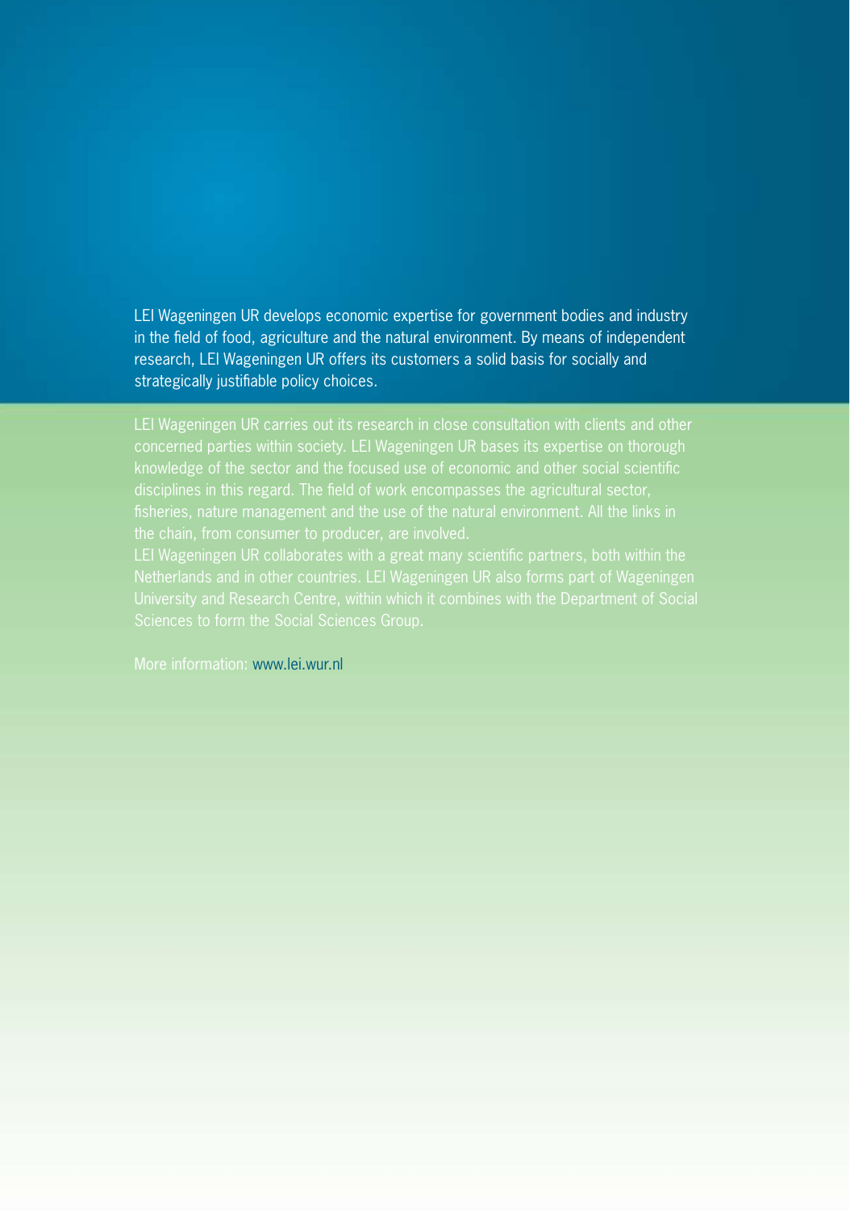LEI Wageningen UR develops economic expertise for government bodies and industry in the field of food, agriculture and the natural environment. By means of independent research, LEI Wageningen UR offers its customers a solid basis for socially and strategically justifiable policy choices.

LEI Wageningen UR carries out its research in close consultation with clients and other concerned parties within society. LEI Wageningen UR bases its expertise on thorough knowledge of the sector and the focused use of economic and other social scientific disciplines in this regard. The field of work encompasses the agricultural sector, fisheries, nature management and the use of the natural environment. All the links in the chain, from consumer to producer, are involved.

LEI Wageningen UR collaborates with a great many scientific partners, both within the Netherlands and in other countries. LEI Wageningen UR also forms part of Wageningen University and Research Centre, within which it combines with the Department of Social Sciences to form the Social Sciences Group.

More information: www.lei.wur.nl